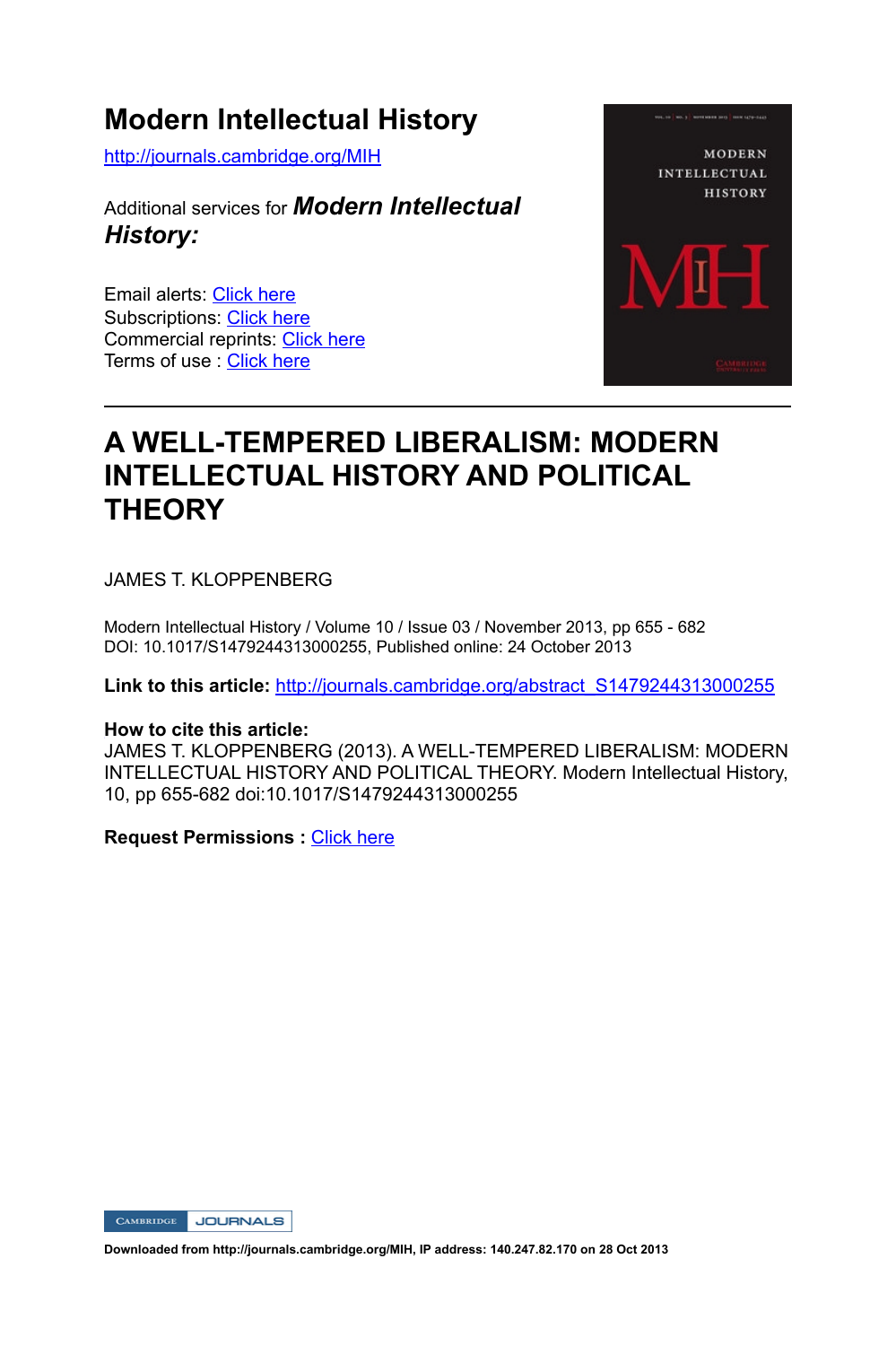# Modern Intellectual History

http://journals.cambridge.org/MIH

Additional services for ***Modern Intellectual History:***

Email alerts: Click here
Subscriptions: Click here
Commercial reprints: Click here
Terms of use : Click here

---

# A WELL-TEMPERED LIBERALISM: MODERN INTELLECTUAL HISTORY AND POLITICAL THEORY

JAMES T. KLOPPENBERG

Modern Intellectual History / Volume 10 / Issue 03 / November 2013, pp 655 - 682
DOI: 10.1017/S1479244313000255, Published online: 24 October 2013

**Link to this article:** http://journals.cambridge.org/abstract_S1479244313000255

**How to cite this article:**
JAMES T. KLOPPENBERG (2013). A WELL-TEMPERED LIBERALISM: MODERN INTELLECTUAL HISTORY AND POLITICAL THEORY. Modern Intellectual History, 10, pp 655-682 doi:10.1017/S1479244313000255

**Request Permissions :** Click here

Downloaded from http://journals.cambridge.org/MIH, IP address: 140.247.82.170 on 28 Oct 2013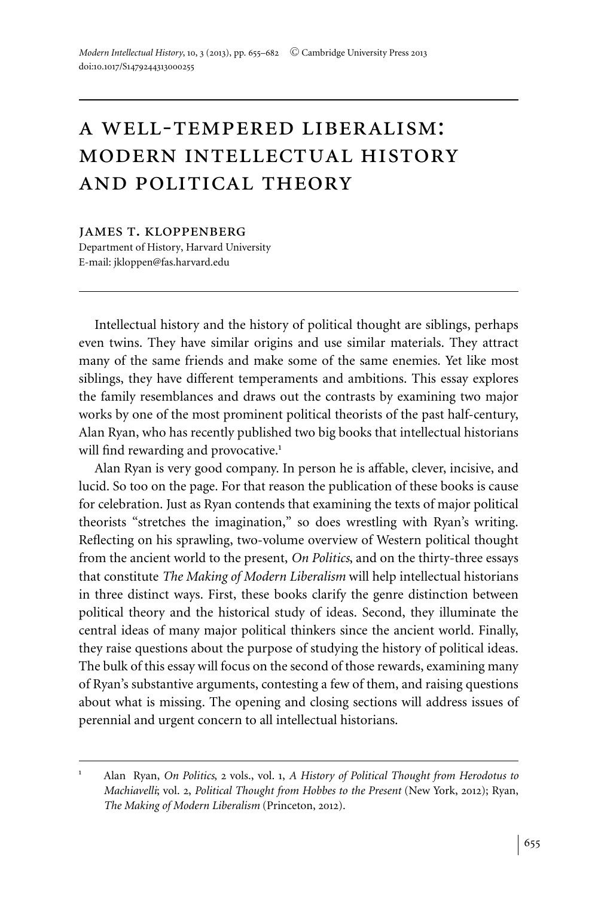# A WELL-TEMPERED LIBERALISM: MODERN INTELLECTUAL HISTORY AND POLITICAL THEORY

JAMES T. KLOPPENBERG

Department of History, Harvard University

E-mail: jkloppen@fas.harvard.edu

Intellectual history and the history of political thought are siblings, perhaps even twins. They have similar origins and use similar materials. They attract many of the same friends and make some of the same enemies. Yet like most siblings, they have different temperaments and ambitions. This essay explores the family resemblances and draws out the contrasts by examining two major works by one of the most prominent political theorists of the past half-century, Alan Ryan, who has recently published two big books that intellectual historians will find rewarding and provocative.[1]

Alan Ryan is very good company. In person he is affable, clever, incisive, and lucid. So too on the page. For that reason the publication of these books is cause for celebration. Just as Ryan contends that examining the texts of major political theorists "stretches the imagination," so does wrestling with Ryan's writing. Reflecting on his sprawling, two-volume overview of Western political thought from the ancient world to the present, *On Politics*, and on the thirty-three essays that constitute *The Making of Modern Liberalism* will help intellectual historians in three distinct ways. First, these books clarify the genre distinction between political theory and the historical study of ideas. Second, they illuminate the central ideas of many major political thinkers since the ancient world. Finally, they raise questions about the purpose of studying the history of political ideas. The bulk of this essay will focus on the second of those rewards, examining many of Ryan's substantive arguments, contesting a few of them, and raising questions about what is missing. The opening and closing sections will address issues of perennial and urgent concern to all intellectual historians.

---

[1] Alan Ryan, *On Politics*, 2 vols., vol. 1, *A History of Political Thought from Herodotus to Machiavelli*; vol. 2, *Political Thought from Hobbes to the Present* (New York, 2012); Ryan, *The Making of Modern Liberalism* (Princeton, 2012).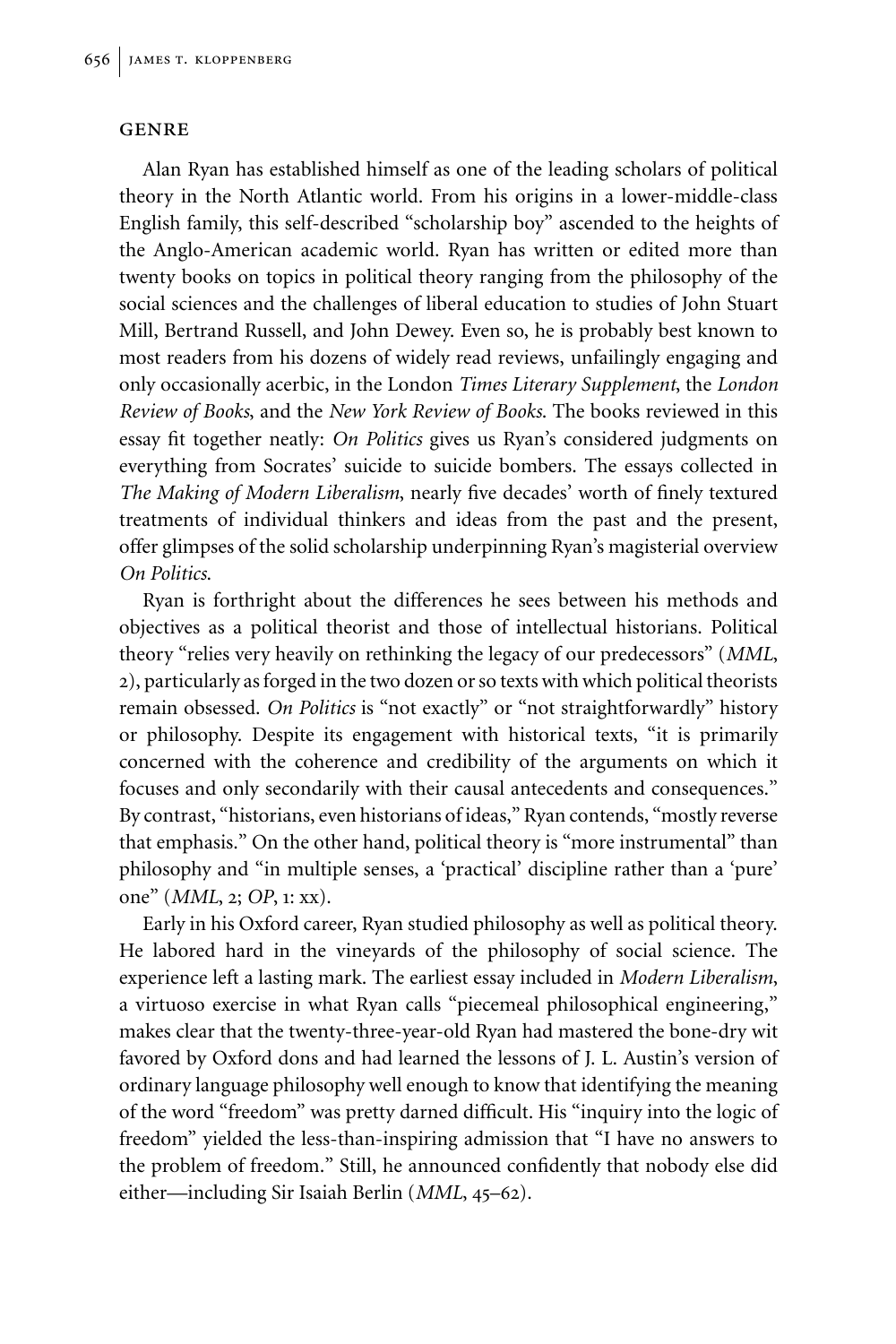## GENRE

Alan Ryan has established himself as one of the leading scholars of political theory in the North Atlantic world. From his origins in a lower-middle-class English family, this self-described "scholarship boy" ascended to the heights of the Anglo-American academic world. Ryan has written or edited more than twenty books on topics in political theory ranging from the philosophy of the social sciences and the challenges of liberal education to studies of John Stuart Mill, Bertrand Russell, and John Dewey. Even so, he is probably best known to most readers from his dozens of widely read reviews, unfailingly engaging and only occasionally acerbic, in the London *Times Literary Supplement*, the *London Review of Books*, and the *New York Review of Books*. The books reviewed in this essay fit together neatly: *On Politics* gives us Ryan's considered judgments on everything from Socrates' suicide to suicide bombers. The essays collected in *The Making of Modern Liberalism*, nearly five decades' worth of finely textured treatments of individual thinkers and ideas from the past and the present, offer glimpses of the solid scholarship underpinning Ryan's magisterial overview *On Politics*.

Ryan is forthright about the differences he sees between his methods and objectives as a political theorist and those of intellectual historians. Political theory "relies very heavily on rethinking the legacy of our predecessors" (*MML*, 2), particularly as forged in the two dozen or so texts with which political theorists remain obsessed. *On Politics* is "not exactly" or "not straightforwardly" history or philosophy. Despite its engagement with historical texts, "it is primarily concerned with the coherence and credibility of the arguments on which it focuses and only secondarily with their causal antecedents and consequences." By contrast, "historians, even historians of ideas," Ryan contends, "mostly reverse that emphasis." On the other hand, political theory is "more instrumental" than philosophy and "in multiple senses, a 'practical' discipline rather than a 'pure' one" (*MML*, 2; *OP*, 1: xx).

Early in his Oxford career, Ryan studied philosophy as well as political theory. He labored hard in the vineyards of the philosophy of social science. The experience left a lasting mark. The earliest essay included in *Modern Liberalism*, a virtuoso exercise in what Ryan calls "piecemeal philosophical engineering," makes clear that the twenty-three-year-old Ryan had mastered the bone-dry wit favored by Oxford dons and had learned the lessons of J. L. Austin's version of ordinary language philosophy well enough to know that identifying the meaning of the word "freedom" was pretty darned difficult. His "inquiry into the logic of freedom" yielded the less-than-inspiring admission that "I have no answers to the problem of freedom." Still, he announced confidently that nobody else did either—including Sir Isaiah Berlin (*MML*, 45–62).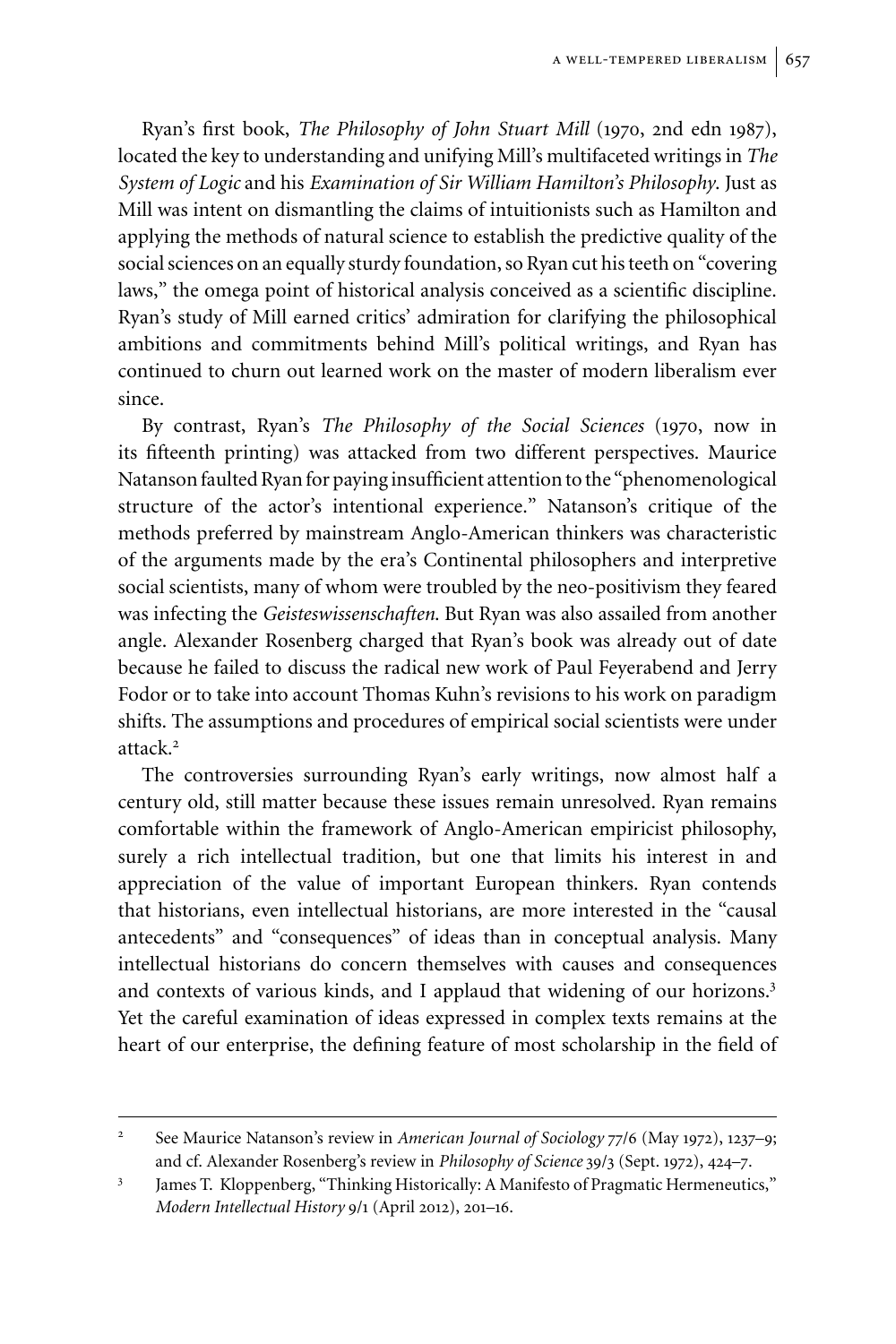Ryan's first book, *The Philosophy of John Stuart Mill* (1970, 2nd edn 1987), located the key to understanding and unifying Mill's multifaceted writings in *The System of Logic* and his *Examination of Sir William Hamilton's Philosophy*. Just as Mill was intent on dismantling the claims of intuitionists such as Hamilton and applying the methods of natural science to establish the predictive quality of the social sciences on an equally sturdy foundation, so Ryan cut his teeth on "covering laws," the omega point of historical analysis conceived as a scientific discipline. Ryan's study of Mill earned critics' admiration for clarifying the philosophical ambitions and commitments behind Mill's political writings, and Ryan has continued to churn out learned work on the master of modern liberalism ever since.

By contrast, Ryan's *The Philosophy of the Social Sciences* (1970, now in its fifteenth printing) was attacked from two different perspectives. Maurice Natanson faulted Ryan for paying insufficient attention to the "phenomenological structure of the actor's intentional experience." Natanson's critique of the methods preferred by mainstream Anglo-American thinkers was characteristic of the arguments made by the era's Continental philosophers and interpretive social scientists, many of whom were troubled by the neo-positivism they feared was infecting the *Geisteswissenschaften*. But Ryan was also assailed from another angle. Alexander Rosenberg charged that Ryan's book was already out of date because he failed to discuss the radical new work of Paul Feyerabend and Jerry Fodor or to take into account Thomas Kuhn's revisions to his work on paradigm shifts. The assumptions and procedures of empirical social scientists were under attack.[2]

The controversies surrounding Ryan's early writings, now almost half a century old, still matter because these issues remain unresolved. Ryan remains comfortable within the framework of Anglo-American empiricist philosophy, surely a rich intellectual tradition, but one that limits his interest in and appreciation of the value of important European thinkers. Ryan contends that historians, even intellectual historians, are more interested in the "causal antecedents" and "consequences" of ideas than in conceptual analysis. Many intellectual historians do concern themselves with causes and consequences and contexts of various kinds, and I applaud that widening of our horizons.[3] Yet the careful examination of ideas expressed in complex texts remains at the heart of our enterprise, the defining feature of most scholarship in the field of

---

[2] See Maurice Natanson's review in *American Journal of Sociology* 77/6 (May 1972), 1237–9; and cf. Alexander Rosenberg's review in *Philosophy of Science* 39/3 (Sept. 1972), 424–7.

[3] James T. Kloppenberg, "Thinking Historically: A Manifesto of Pragmatic Hermeneutics," *Modern Intellectual History* 9/1 (April 2012), 201–16.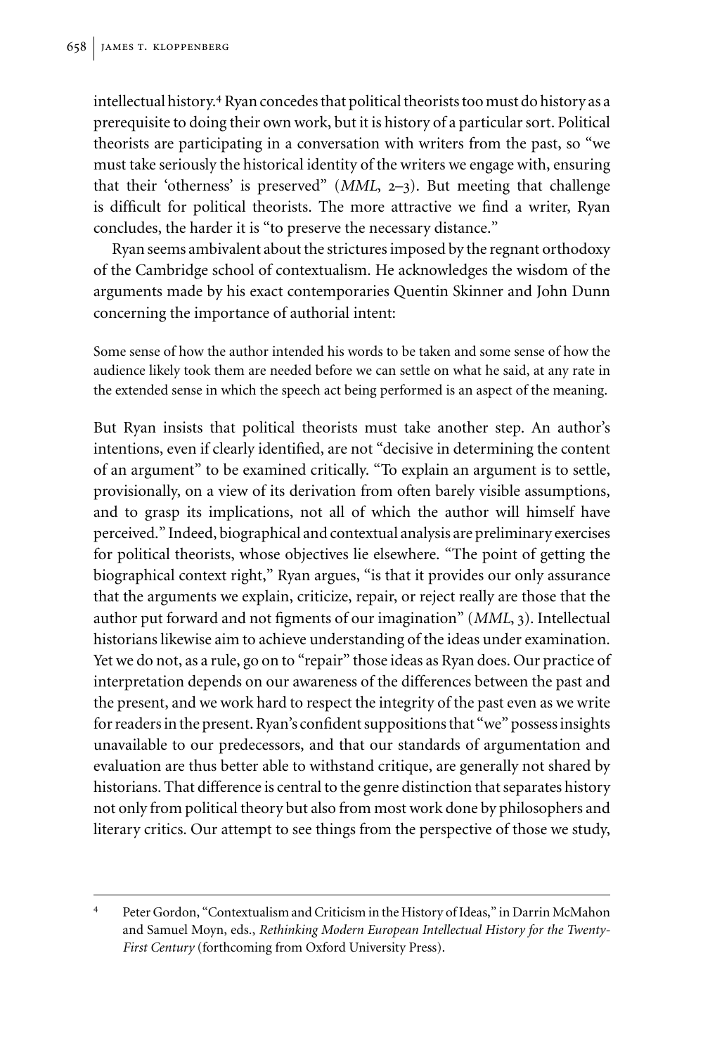intellectual history.[4] Ryan concedes that political theorists too must do history as a prerequisite to doing their own work, but it is history of a particular sort. Political theorists are participating in a conversation with writers from the past, so "we must take seriously the historical identity of the writers we engage with, ensuring that their 'otherness' is preserved" (*MML*, 2–3). But meeting that challenge is difficult for political theorists. The more attractive we find a writer, Ryan concludes, the harder it is "to preserve the necessary distance."

Ryan seems ambivalent about the strictures imposed by the regnant orthodoxy of the Cambridge school of contextualism. He acknowledges the wisdom of the arguments made by his exact contemporaries Quentin Skinner and John Dunn concerning the importance of authorial intent:

> Some sense of how the author intended his words to be taken and some sense of how the audience likely took them are needed before we can settle on what he said, at any rate in the extended sense in which the speech act being performed is an aspect of the meaning.

But Ryan insists that political theorists must take another step. An author's intentions, even if clearly identified, are not "decisive in determining the content of an argument" to be examined critically. "To explain an argument is to settle, provisionally, on a view of its derivation from often barely visible assumptions, and to grasp its implications, not all of which the author will himself have perceived." Indeed, biographical and contextual analysis are preliminary exercises for political theorists, whose objectives lie elsewhere. "The point of getting the biographical context right," Ryan argues, "is that it provides our only assurance that the arguments we explain, criticize, repair, or reject really are those that the author put forward and not figments of our imagination" (*MML*, 3). Intellectual historians likewise aim to achieve understanding of the ideas under examination. Yet we do not, as a rule, go on to "repair" those ideas as Ryan does. Our practice of interpretation depends on our awareness of the differences between the past and the present, and we work hard to respect the integrity of the past even as we write for readers in the present. Ryan's confident suppositions that "we" possess insights unavailable to our predecessors, and that our standards of argumentation and evaluation are thus better able to withstand critique, are generally not shared by historians. That difference is central to the genre distinction that separates history not only from political theory but also from most work done by philosophers and literary critics. Our attempt to see things from the perspective of those we study,

---

[4] Peter Gordon, "Contextualism and Criticism in the History of Ideas," in Darrin McMahon and Samuel Moyn, eds., *Rethinking Modern European Intellectual History for the Twenty-First Century* (forthcoming from Oxford University Press).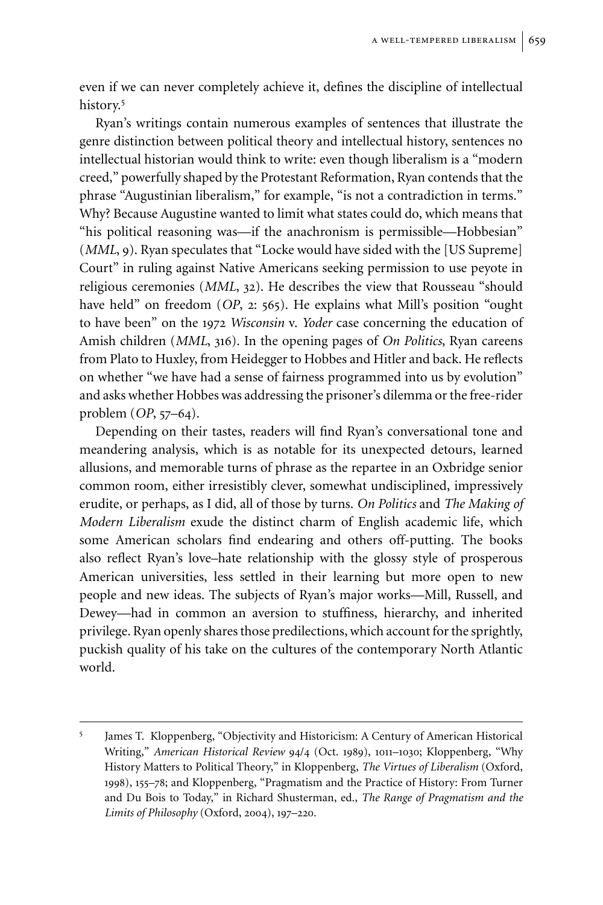even if we can never completely achieve it, defines the discipline of intellectual history.[5]

Ryan's writings contain numerous examples of sentences that illustrate the genre distinction between political theory and intellectual history, sentences no intellectual historian would think to write: even though liberalism is a "modern creed," powerfully shaped by the Protestant Reformation, Ryan contends that the phrase "Augustinian liberalism," for example, "is not a contradiction in terms." Why? Because Augustine wanted to limit what states could do, which means that "his political reasoning was—if the anachronism is permissible—Hobbesian" (*MML*, 9). Ryan speculates that "Locke would have sided with the [US Supreme] Court" in ruling against Native Americans seeking permission to use peyote in religious ceremonies (*MML*, 32). He describes the view that Rousseau "should have held" on freedom (*OP*, 2: 565). He explains what Mill's position "ought to have been" on the 1972 *Wisconsin* v. *Yoder* case concerning the education of Amish children (*MML*, 316). In the opening pages of *On Politics*, Ryan careens from Plato to Huxley, from Heidegger to Hobbes and Hitler and back. He reflects on whether "we have had a sense of fairness programmed into us by evolution" and asks whether Hobbes was addressing the prisoner's dilemma or the free-rider problem (*OP*, 57–64).

Depending on their tastes, readers will find Ryan's conversational tone and meandering analysis, which is as notable for its unexpected detours, learned allusions, and memorable turns of phrase as the repartee in an Oxbridge senior common room, either irresistibly clever, somewhat undisciplined, impressively erudite, or perhaps, as I did, all of those by turns. *On Politics* and *The Making of Modern Liberalism* exude the distinct charm of English academic life, which some American scholars find endearing and others off-putting. The books also reflect Ryan's love–hate relationship with the glossy style of prosperous American universities, less settled in their learning but more open to new people and new ideas. The subjects of Ryan's major works—Mill, Russell, and Dewey—had in common an aversion to stuffiness, hierarchy, and inherited privilege. Ryan openly shares those predilections, which account for the sprightly, puckish quality of his take on the cultures of the contemporary North Atlantic world.

[5] James T. Kloppenberg, "Objectivity and Historicism: A Century of American Historical Writing," *American Historical Review* 94/4 (Oct. 1989), 1011–1030; Kloppenberg, "Why History Matters to Political Theory," in Kloppenberg, *The Virtues of Liberalism* (Oxford, 1998), 155–78; and Kloppenberg, "Pragmatism and the Practice of History: From Turner and Du Bois to Today," in Richard Shusterman, ed., *The Range of Pragmatism and the Limits of Philosophy* (Oxford, 2004), 197–220.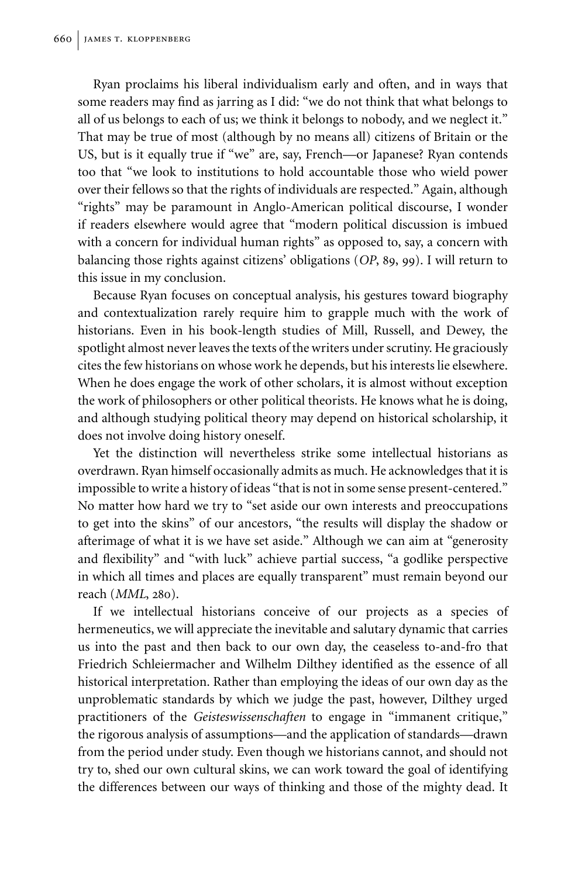Ryan proclaims his liberal individualism early and often, and in ways that some readers may find as jarring as I did: “we do not think that what belongs to all of us belongs to each of us; we think it belongs to nobody, and we neglect it.” That may be true of most (although by no means all) citizens of Britain or the US, but is it equally true if “we” are, say, French—or Japanese? Ryan contends too that “we look to institutions to hold accountable those who wield power over their fellows so that the rights of individuals are respected.” Again, although “rights” may be paramount in Anglo-American political discourse, I wonder if readers elsewhere would agree that “modern political discussion is imbued with a concern for individual human rights” as opposed to, say, a concern with balancing those rights against citizens’ obligations (*OP*, 89, 99). I will return to this issue in my conclusion.

Because Ryan focuses on conceptual analysis, his gestures toward biography and contextualization rarely require him to grapple much with the work of historians. Even in his book-length studies of Mill, Russell, and Dewey, the spotlight almost never leaves the texts of the writers under scrutiny. He graciously cites the few historians on whose work he depends, but his interests lie elsewhere. When he does engage the work of other scholars, it is almost without exception the work of philosophers or other political theorists. He knows what he is doing, and although studying political theory may depend on historical scholarship, it does not involve doing history oneself.

Yet the distinction will nevertheless strike some intellectual historians as overdrawn. Ryan himself occasionally admits as much. He acknowledges that it is impossible to write a history of ideas “that is not in some sense present-centered.” No matter how hard we try to “set aside our own interests and preoccupations to get into the skins” of our ancestors, “the results will display the shadow or afterimage of what it is we have set aside.” Although we can aim at “generosity and flexibility” and “with luck” achieve partial success, “a godlike perspective in which all times and places are equally transparent” must remain beyond our reach (*MML*, 280).

If we intellectual historians conceive of our projects as a species of hermeneutics, we will appreciate the inevitable and salutary dynamic that carries us into the past and then back to our own day, the ceaseless to-and-fro that Friedrich Schleiermacher and Wilhelm Dilthey identified as the essence of all historical interpretation. Rather than employing the ideas of our own day as the unproblematic standards by which we judge the past, however, Dilthey urged practitioners of the *Geisteswissenschaften* to engage in “immanent critique,” the rigorous analysis of assumptions—and the application of standards—drawn from the period under study. Even though we historians cannot, and should not try to, shed our own cultural skins, we can work toward the goal of identifying the differences between our ways of thinking and those of the mighty dead. It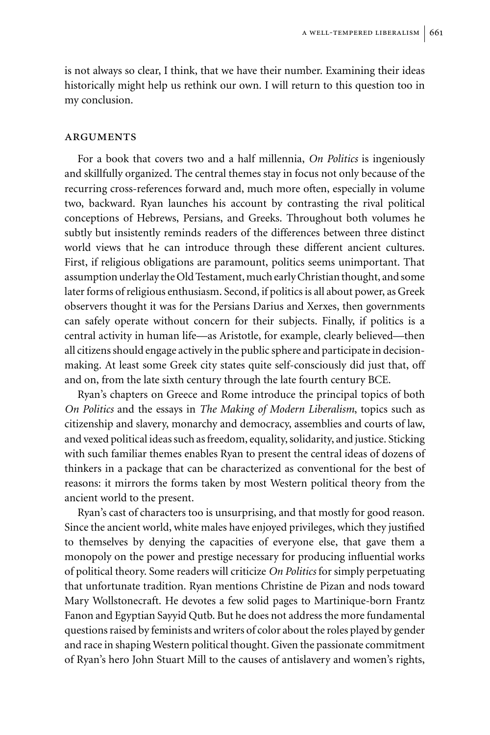is not always so clear, I think, that we have their number. Examining their ideas historically might help us rethink our own. I will return to this question too in my conclusion.

## ARGUMENTS

For a book that covers two and a half millennia, *On Politics* is ingeniously and skillfully organized. The central themes stay in focus not only because of the recurring cross-references forward and, much more often, especially in volume two, backward. Ryan launches his account by contrasting the rival political conceptions of Hebrews, Persians, and Greeks. Throughout both volumes he subtly but insistently reminds readers of the differences between three distinct world views that he can introduce through these different ancient cultures. First, if religious obligations are paramount, politics seems unimportant. That assumption underlay the Old Testament, much early Christian thought, and some later forms of religious enthusiasm. Second, if politics is all about power, as Greek observers thought it was for the Persians Darius and Xerxes, then governments can safely operate without concern for their subjects. Finally, if politics is a central activity in human life—as Aristotle, for example, clearly believed—then all citizens should engage actively in the public sphere and participate in decision-making. At least some Greek city states quite self-consciously did just that, off and on, from the late sixth century through the late fourth century BCE.

Ryan's chapters on Greece and Rome introduce the principal topics of both *On Politics* and the essays in *The Making of Modern Liberalism*, topics such as citizenship and slavery, monarchy and democracy, assemblies and courts of law, and vexed political ideas such as freedom, equality, solidarity, and justice. Sticking with such familiar themes enables Ryan to present the central ideas of dozens of thinkers in a package that can be characterized as conventional for the best of reasons: it mirrors the forms taken by most Western political theory from the ancient world to the present.

Ryan's cast of characters too is unsurprising, and that mostly for good reason. Since the ancient world, white males have enjoyed privileges, which they justified to themselves by denying the capacities of everyone else, that gave them a monopoly on the power and prestige necessary for producing influential works of political theory. Some readers will criticize *On Politics* for simply perpetuating that unfortunate tradition. Ryan mentions Christine de Pizan and nods toward Mary Wollstonecraft. He devotes a few solid pages to Martinique-born Frantz Fanon and Egyptian Sayyid Qutb. But he does not address the more fundamental questions raised by feminists and writers of color about the roles played by gender and race in shaping Western political thought. Given the passionate commitment of Ryan's hero John Stuart Mill to the causes of antislavery and women's rights,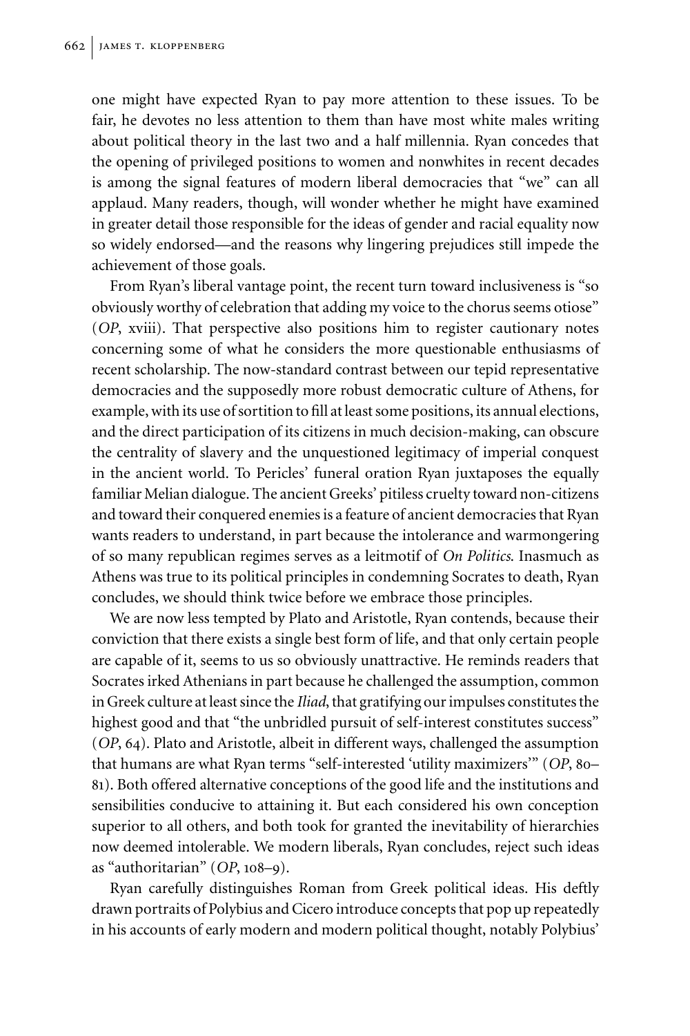one might have expected Ryan to pay more attention to these issues. To be fair, he devotes no less attention to them than have most white males writing about political theory in the last two and a half millennia. Ryan concedes that the opening of privileged positions to women and nonwhites in recent decades is among the signal features of modern liberal democracies that "we" can all applaud. Many readers, though, will wonder whether he might have examined in greater detail those responsible for the ideas of gender and racial equality now so widely endorsed—and the reasons why lingering prejudices still impede the achievement of those goals.

From Ryan's liberal vantage point, the recent turn toward inclusiveness is "so obviously worthy of celebration that adding my voice to the chorus seems otiose" (*OP*, xviii). That perspective also positions him to register cautionary notes concerning some of what he considers the more questionable enthusiasms of recent scholarship. The now-standard contrast between our tepid representative democracies and the supposedly more robust democratic culture of Athens, for example, with its use of sortition to fill at least some positions, its annual elections, and the direct participation of its citizens in much decision-making, can obscure the centrality of slavery and the unquestioned legitimacy of imperial conquest in the ancient world. To Pericles' funeral oration Ryan juxtaposes the equally familiar Melian dialogue. The ancient Greeks' pitiless cruelty toward non-citizens and toward their conquered enemies is a feature of ancient democracies that Ryan wants readers to understand, in part because the intolerance and warmongering of so many republican regimes serves as a leitmotif of *On Politics*. Inasmuch as Athens was true to its political principles in condemning Socrates to death, Ryan concludes, we should think twice before we embrace those principles.

We are now less tempted by Plato and Aristotle, Ryan contends, because their conviction that there exists a single best form of life, and that only certain people are capable of it, seems to us so obviously unattractive. He reminds readers that Socrates irked Athenians in part because he challenged the assumption, common in Greek culture at least since the *Iliad*, that gratifying our impulses constitutes the highest good and that "the unbridled pursuit of self-interest constitutes success" (*OP*, 64). Plato and Aristotle, albeit in different ways, challenged the assumption that humans are what Ryan terms "self-interested 'utility maximizers'" (*OP*, 80–81). Both offered alternative conceptions of the good life and the institutions and sensibilities conducive to attaining it. But each considered his own conception superior to all others, and both took for granted the inevitability of hierarchies now deemed intolerable. We modern liberals, Ryan concludes, reject such ideas as "authoritarian" (*OP*, 108–9).

Ryan carefully distinguishes Roman from Greek political ideas. His deftly drawn portraits of Polybius and Cicero introduce concepts that pop up repeatedly in his accounts of early modern and modern political thought, notably Polybius'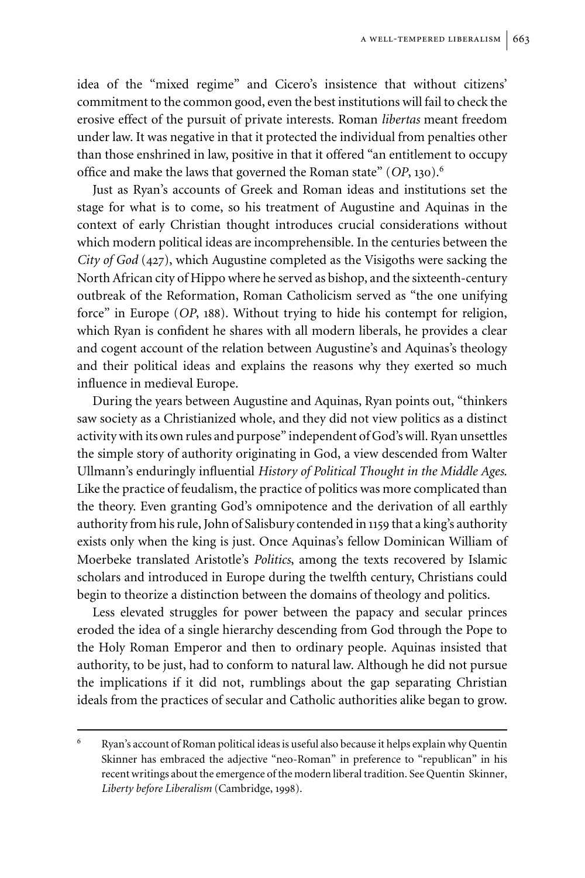idea of the "mixed regime" and Cicero's insistence that without citizens' commitment to the common good, even the best institutions will fail to check the erosive effect of the pursuit of private interests. Roman *libertas* meant freedom under law. It was negative in that it protected the individual from penalties other than those enshrined in law, positive in that it offered "an entitlement to occupy office and make the laws that governed the Roman state" (*OP*, 130).[6]

Just as Ryan's accounts of Greek and Roman ideas and institutions set the stage for what is to come, so his treatment of Augustine and Aquinas in the context of early Christian thought introduces crucial considerations without which modern political ideas are incomprehensible. In the centuries between the *City of God* (427), which Augustine completed as the Visigoths were sacking the North African city of Hippo where he served as bishop, and the sixteenth-century outbreak of the Reformation, Roman Catholicism served as "the one unifying force" in Europe (*OP*, 188). Without trying to hide his contempt for religion, which Ryan is confident he shares with all modern liberals, he provides a clear and cogent account of the relation between Augustine's and Aquinas's theology and their political ideas and explains the reasons why they exerted so much influence in medieval Europe.

During the years between Augustine and Aquinas, Ryan points out, "thinkers saw society as a Christianized whole, and they did not view politics as a distinct activity with its own rules and purpose" independent of God's will. Ryan unsettles the simple story of authority originating in God, a view descended from Walter Ullmann's enduringly influential *History of Political Thought in the Middle Ages*. Like the practice of feudalism, the practice of politics was more complicated than the theory. Even granting God's omnipotence and the derivation of all earthly authority from his rule, John of Salisbury contended in 1159 that a king's authority exists only when the king is just. Once Aquinas's fellow Dominican William of Moerbeke translated Aristotle's *Politics*, among the texts recovered by Islamic scholars and introduced in Europe during the twelfth century, Christians could begin to theorize a distinction between the domains of theology and politics.

Less elevated struggles for power between the papacy and secular princes eroded the idea of a single hierarchy descending from God through the Pope to the Holy Roman Emperor and then to ordinary people. Aquinas insisted that authority, to be just, had to conform to natural law. Although he did not pursue the implications if it did not, rumblings about the gap separating Christian ideals from the practices of secular and Catholic authorities alike began to grow.

---

[6] Ryan's account of Roman political ideas is useful also because it helps explain why Quentin Skinner has embraced the adjective "neo-Roman" in preference to "republican" in his recent writings about the emergence of the modern liberal tradition. See Quentin Skinner, *Liberty before Liberalism* (Cambridge, 1998).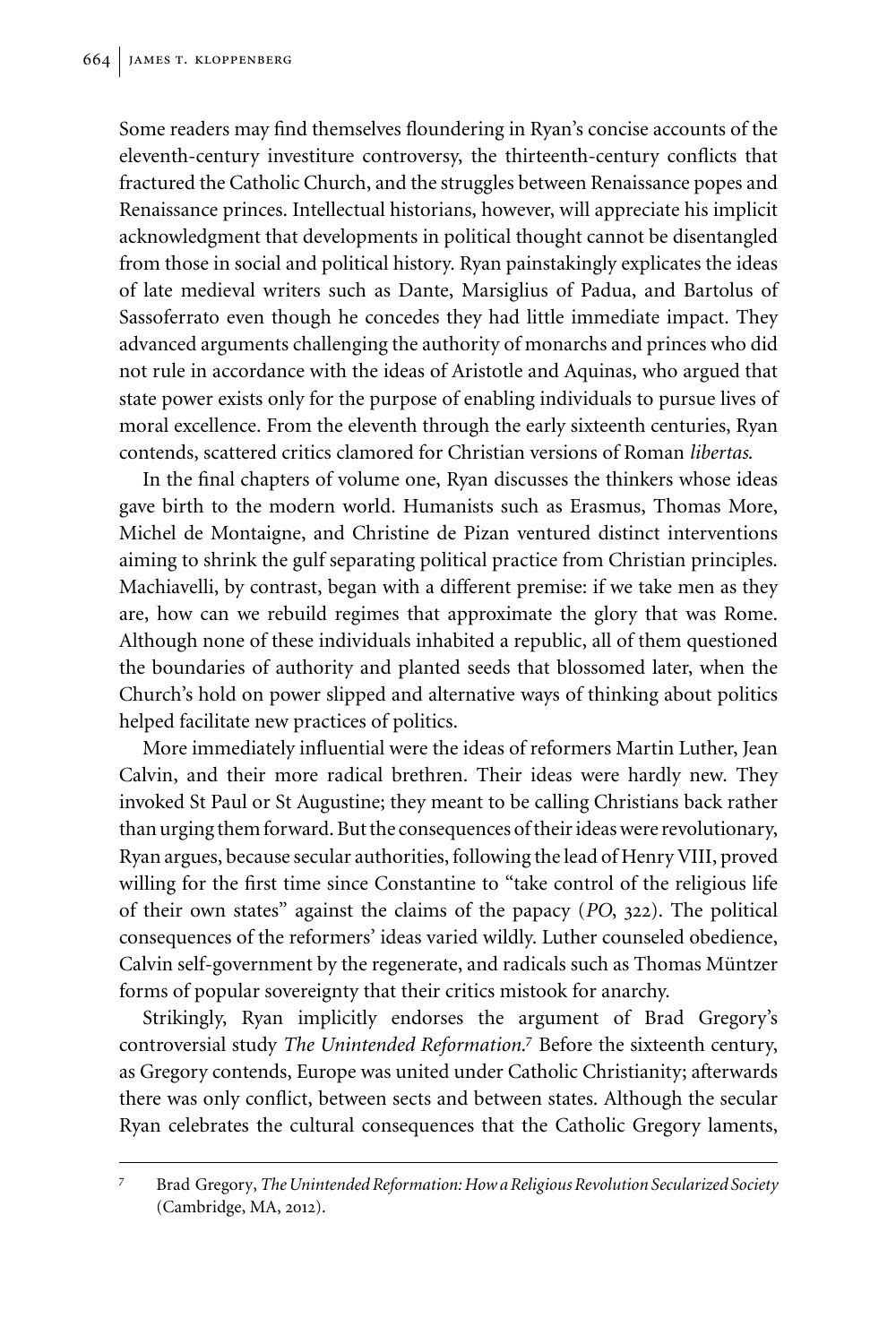Some readers may find themselves floundering in Ryan's concise accounts of the eleventh-century investiture controversy, the thirteenth-century conflicts that fractured the Catholic Church, and the struggles between Renaissance popes and Renaissance princes. Intellectual historians, however, will appreciate his implicit acknowledgment that developments in political thought cannot be disentangled from those in social and political history. Ryan painstakingly explicates the ideas of late medieval writers such as Dante, Marsiglius of Padua, and Bartolus of Sassoferrato even though he concedes they had little immediate impact. They advanced arguments challenging the authority of monarchs and princes who did not rule in accordance with the ideas of Aristotle and Aquinas, who argued that state power exists only for the purpose of enabling individuals to pursue lives of moral excellence. From the eleventh through the early sixteenth centuries, Ryan contends, scattered critics clamored for Christian versions of Roman *libertas*.

In the final chapters of volume one, Ryan discusses the thinkers whose ideas gave birth to the modern world. Humanists such as Erasmus, Thomas More, Michel de Montaigne, and Christine de Pizan ventured distinct interventions aiming to shrink the gulf separating political practice from Christian principles. Machiavelli, by contrast, began with a different premise: if we take men as they are, how can we rebuild regimes that approximate the glory that was Rome. Although none of these individuals inhabited a republic, all of them questioned the boundaries of authority and planted seeds that blossomed later, when the Church's hold on power slipped and alternative ways of thinking about politics helped facilitate new practices of politics.

More immediately influential were the ideas of reformers Martin Luther, Jean Calvin, and their more radical brethren. Their ideas were hardly new. They invoked St Paul or St Augustine; they meant to be calling Christians back rather than urging them forward. But the consequences of their ideas were revolutionary, Ryan argues, because secular authorities, following the lead of Henry VIII, proved willing for the first time since Constantine to "take control of the religious life of their own states" against the claims of the papacy (*PO*, 322). The political consequences of the reformers' ideas varied wildly. Luther counseled obedience, Calvin self-government by the regenerate, and radicals such as Thomas Müntzer forms of popular sovereignty that their critics mistook for anarchy.

Strikingly, Ryan implicitly endorses the argument of Brad Gregory's controversial study *The Unintended Reformation*.[7] Before the sixteenth century, as Gregory contends, Europe was united under Catholic Christianity; afterwards there was only conflict, between sects and between states. Although the secular Ryan celebrates the cultural consequences that the Catholic Gregory laments,

[7] Brad Gregory, *The Unintended Reformation: How a Religious Revolution Secularized Society* (Cambridge, MA, 2012).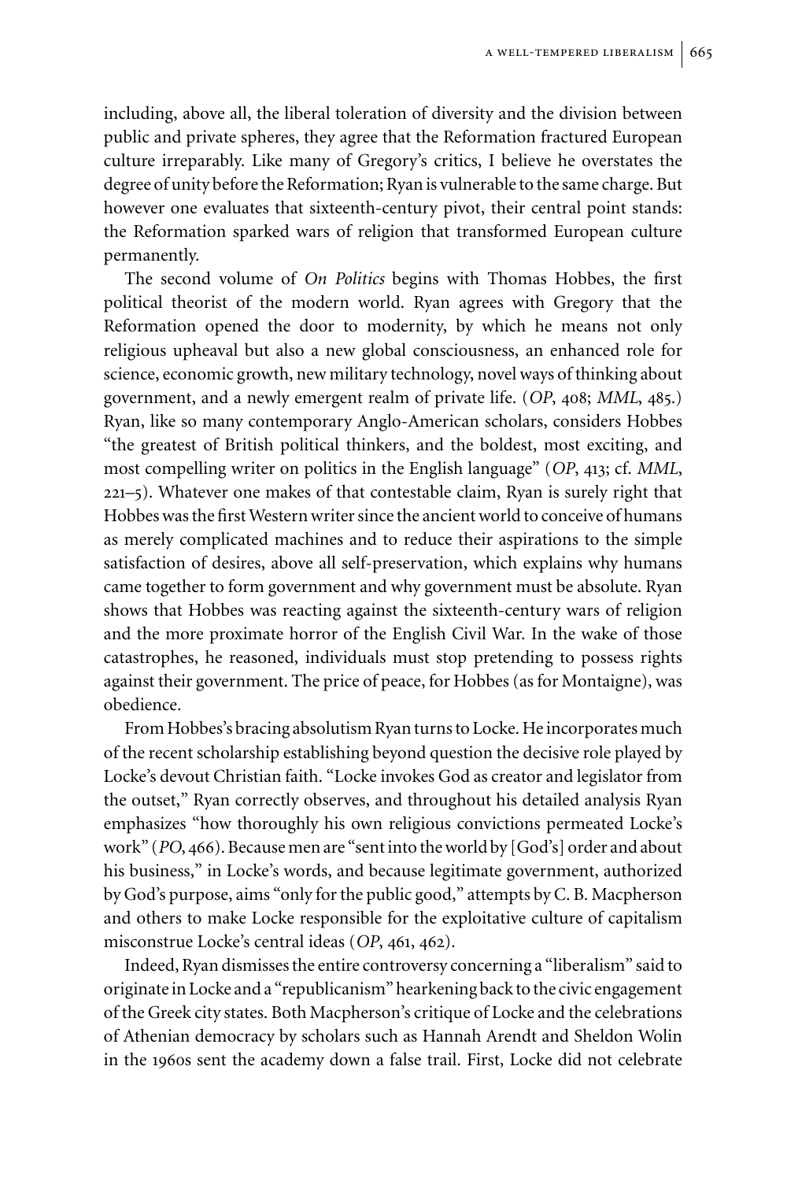including, above all, the liberal toleration of diversity and the division between public and private spheres, they agree that the Reformation fractured European culture irreparably. Like many of Gregory's critics, I believe he overstates the degree of unity before the Reformation; Ryan is vulnerable to the same charge. But however one evaluates that sixteenth-century pivot, their central point stands: the Reformation sparked wars of religion that transformed European culture permanently.

The second volume of *On Politics* begins with Thomas Hobbes, the first political theorist of the modern world. Ryan agrees with Gregory that the Reformation opened the door to modernity, by which he means not only religious upheaval but also a new global consciousness, an enhanced role for science, economic growth, new military technology, novel ways of thinking about government, and a newly emergent realm of private life. (*OP*, 408; *MML*, 485.) Ryan, like so many contemporary Anglo-American scholars, considers Hobbes "the greatest of British political thinkers, and the boldest, most exciting, and most compelling writer on politics in the English language" (*OP*, 413; cf. *MML*, 221–5). Whatever one makes of that contestable claim, Ryan is surely right that Hobbes was the first Western writer since the ancient world to conceive of humans as merely complicated machines and to reduce their aspirations to the simple satisfaction of desires, above all self-preservation, which explains why humans came together to form government and why government must be absolute. Ryan shows that Hobbes was reacting against the sixteenth-century wars of religion and the more proximate horror of the English Civil War. In the wake of those catastrophes, he reasoned, individuals must stop pretending to possess rights against their government. The price of peace, for Hobbes (as for Montaigne), was obedience.

From Hobbes's bracing absolutism Ryan turns to Locke. He incorporates much of the recent scholarship establishing beyond question the decisive role played by Locke's devout Christian faith. "Locke invokes God as creator and legislator from the outset," Ryan correctly observes, and throughout his detailed analysis Ryan emphasizes "how thoroughly his own religious convictions permeated Locke's work" (*PO*, 466). Because men are "sent into the world by [God's] order and about his business," in Locke's words, and because legitimate government, authorized by God's purpose, aims "only for the public good," attempts by C. B. Macpherson and others to make Locke responsible for the exploitative culture of capitalism misconstrue Locke's central ideas (*OP*, 461, 462).

Indeed, Ryan dismisses the entire controversy concerning a "liberalism" said to originate in Locke and a "republicanism" hearkening back to the civic engagement of the Greek city states. Both Macpherson's critique of Locke and the celebrations of Athenian democracy by scholars such as Hannah Arendt and Sheldon Wolin in the 1960s sent the academy down a false trail. First, Locke did not celebrate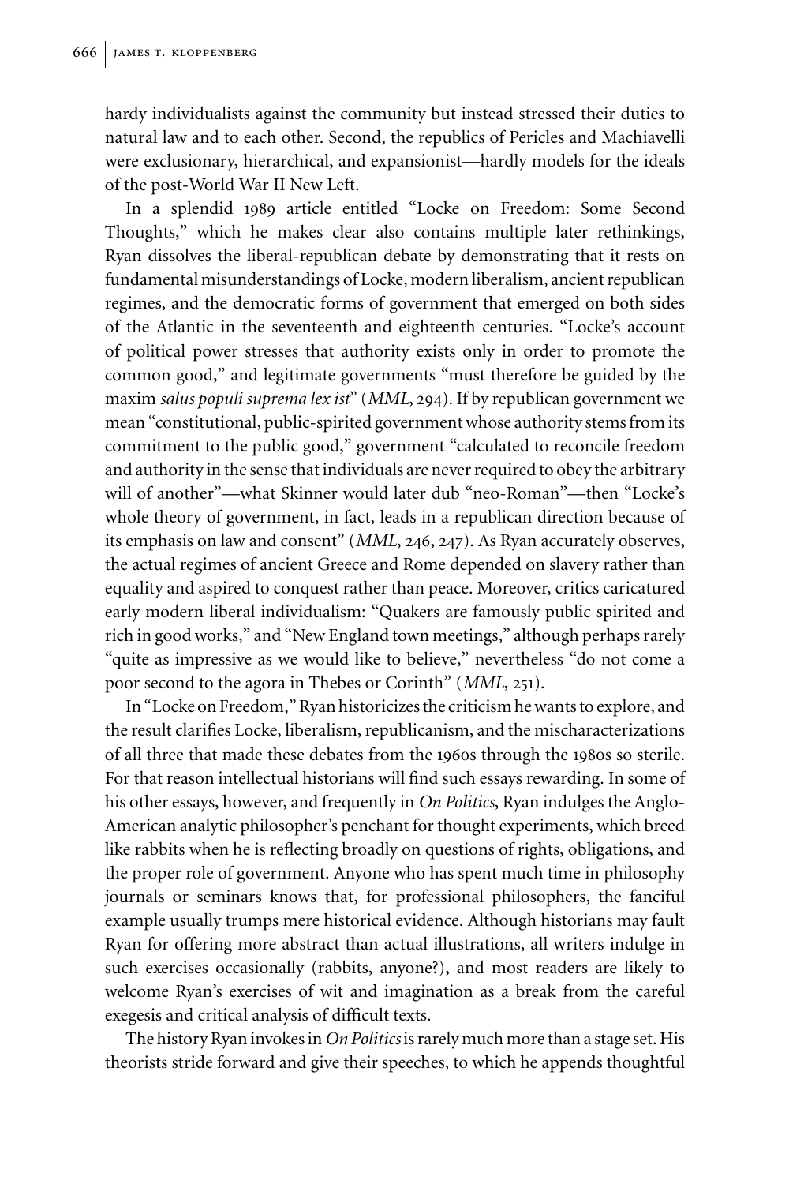hardy individualists against the community but instead stressed their duties to natural law and to each other. Second, the republics of Pericles and Machiavelli were exclusionary, hierarchical, and expansionist—hardly models for the ideals of the post-World War II New Left.

In a splendid 1989 article entitled "Locke on Freedom: Some Second Thoughts," which he makes clear also contains multiple later rethinkings, Ryan dissolves the liberal-republican debate by demonstrating that it rests on fundamental misunderstandings of Locke, modern liberalism, ancient republican regimes, and the democratic forms of government that emerged on both sides of the Atlantic in the seventeenth and eighteenth centuries. "Locke's account of political power stresses that authority exists only in order to promote the common good," and legitimate governments "must therefore be guided by the maxim *salus populi suprema lex ist*" (*MML*, 294). If by republican government we mean "constitutional, public-spirited government whose authority stems from its commitment to the public good," government "calculated to reconcile freedom and authority in the sense that individuals are never required to obey the arbitrary will of another"—what Skinner would later dub "neo-Roman"—then "Locke's whole theory of government, in fact, leads in a republican direction because of its emphasis on law and consent" (*MML*, 246, 247). As Ryan accurately observes, the actual regimes of ancient Greece and Rome depended on slavery rather than equality and aspired to conquest rather than peace. Moreover, critics caricatured early modern liberal individualism: "Quakers are famously public spirited and rich in good works," and "New England town meetings," although perhaps rarely "quite as impressive as we would like to believe," nevertheless "do not come a poor second to the agora in Thebes or Corinth" (*MML*, 251).

In "Locke on Freedom," Ryan historicizes the criticism he wants to explore, and the result clarifies Locke, liberalism, republicanism, and the mischaracterizations of all three that made these debates from the 1960s through the 1980s so sterile. For that reason intellectual historians will find such essays rewarding. In some of his other essays, however, and frequently in *On Politics*, Ryan indulges the Anglo-American analytic philosopher's penchant for thought experiments, which breed like rabbits when he is reflecting broadly on questions of rights, obligations, and the proper role of government. Anyone who has spent much time in philosophy journals or seminars knows that, for professional philosophers, the fanciful example usually trumps mere historical evidence. Although historians may fault Ryan for offering more abstract than actual illustrations, all writers indulge in such exercises occasionally (rabbits, anyone?), and most readers are likely to welcome Ryan's exercises of wit and imagination as a break from the careful exegesis and critical analysis of difficult texts.

The history Ryan invokes in *On Politics* is rarely much more than a stage set. His theorists stride forward and give their speeches, to which he appends thoughtful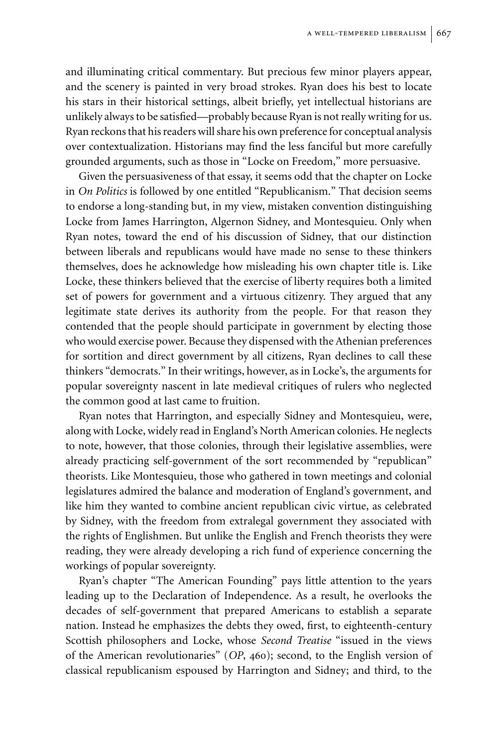and illuminating critical commentary. But precious few minor players appear, and the scenery is painted in very broad strokes. Ryan does his best to locate his stars in their historical settings, albeit briefly, yet intellectual historians are unlikely always to be satisfied—probably because Ryan is not really writing for us. Ryan reckons that his readers will share his own preference for conceptual analysis over contextualization. Historians may find the less fanciful but more carefully grounded arguments, such as those in "Locke on Freedom," more persuasive.

Given the persuasiveness of that essay, it seems odd that the chapter on Locke in *On Politics* is followed by one entitled "Republicanism." That decision seems to endorse a long-standing but, in my view, mistaken convention distinguishing Locke from James Harrington, Algernon Sidney, and Montesquieu. Only when Ryan notes, toward the end of his discussion of Sidney, that our distinction between liberals and republicans would have made no sense to these thinkers themselves, does he acknowledge how misleading his own chapter title is. Like Locke, these thinkers believed that the exercise of liberty requires both a limited set of powers for government and a virtuous citizenry. They argued that any legitimate state derives its authority from the people. For that reason they contended that the people should participate in government by electing those who would exercise power. Because they dispensed with the Athenian preferences for sortition and direct government by all citizens, Ryan declines to call these thinkers "democrats." In their writings, however, as in Locke's, the arguments for popular sovereignty nascent in late medieval critiques of rulers who neglected the common good at last came to fruition.

Ryan notes that Harrington, and especially Sidney and Montesquieu, were, along with Locke, widely read in England's North American colonies. He neglects to note, however, that those colonies, through their legislative assemblies, were already practicing self-government of the sort recommended by "republican" theorists. Like Montesquieu, those who gathered in town meetings and colonial legislatures admired the balance and moderation of England's government, and like him they wanted to combine ancient republican civic virtue, as celebrated by Sidney, with the freedom from extralegal government they associated with the rights of Englishmen. But unlike the English and French theorists they were reading, they were already developing a rich fund of experience concerning the workings of popular sovereignty.

Ryan's chapter "The American Founding" pays little attention to the years leading up to the Declaration of Independence. As a result, he overlooks the decades of self-government that prepared Americans to establish a separate nation. Instead he emphasizes the debts they owed, first, to eighteenth-century Scottish philosophers and Locke, whose *Second Treatise* "issued in the views of the American revolutionaries" (*OP*, 460); second, to the English version of classical republicanism espoused by Harrington and Sidney; and third, to the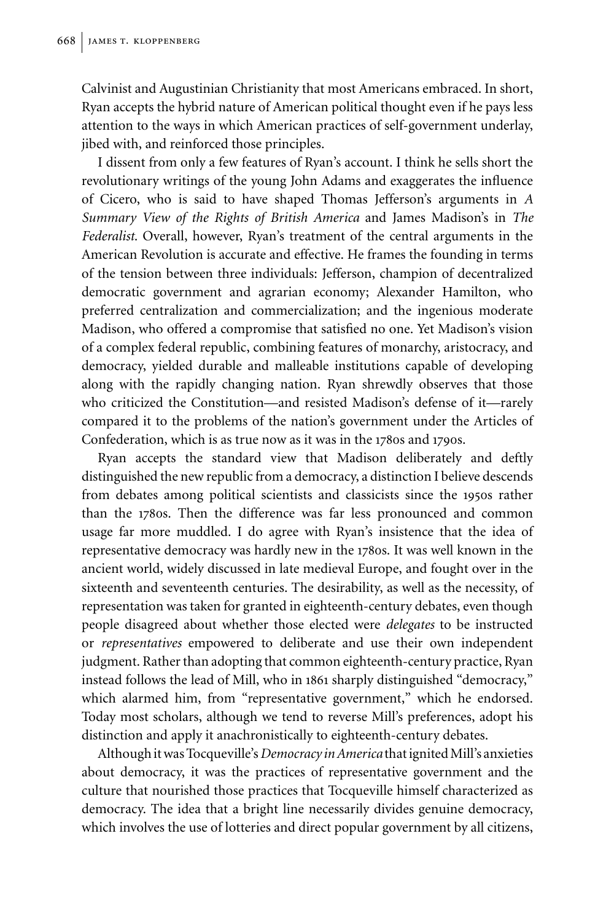Calvinist and Augustinian Christianity that most Americans embraced. In short, Ryan accepts the hybrid nature of American political thought even if he pays less attention to the ways in which American practices of self-government underlay, jibed with, and reinforced those principles.

I dissent from only a few features of Ryan's account. I think he sells short the revolutionary writings of the young John Adams and exaggerates the influence of Cicero, who is said to have shaped Thomas Jefferson's arguments in *A Summary View of the Rights of British America* and James Madison's in *The Federalist*. Overall, however, Ryan's treatment of the central arguments in the American Revolution is accurate and effective. He frames the founding in terms of the tension between three individuals: Jefferson, champion of decentralized democratic government and agrarian economy; Alexander Hamilton, who preferred centralization and commercialization; and the ingenious moderate Madison, who offered a compromise that satisfied no one. Yet Madison's vision of a complex federal republic, combining features of monarchy, aristocracy, and democracy, yielded durable and malleable institutions capable of developing along with the rapidly changing nation. Ryan shrewdly observes that those who criticized the Constitution—and resisted Madison's defense of it—rarely compared it to the problems of the nation's government under the Articles of Confederation, which is as true now as it was in the 1780s and 1790s.

Ryan accepts the standard view that Madison deliberately and deftly distinguished the new republic from a democracy, a distinction I believe descends from debates among political scientists and classicists since the 1950s rather than the 1780s. Then the difference was far less pronounced and common usage far more muddled. I do agree with Ryan's insistence that the idea of representative democracy was hardly new in the 1780s. It was well known in the ancient world, widely discussed in late medieval Europe, and fought over in the sixteenth and seventeenth centuries. The desirability, as well as the necessity, of representation was taken for granted in eighteenth-century debates, even though people disagreed about whether those elected were *delegates* to be instructed or *representatives* empowered to deliberate and use their own independent judgment. Rather than adopting that common eighteenth-century practice, Ryan instead follows the lead of Mill, who in 1861 sharply distinguished "democracy," which alarmed him, from "representative government," which he endorsed. Today most scholars, although we tend to reverse Mill's preferences, adopt his distinction and apply it anachronistically to eighteenth-century debates.

Although it was Tocqueville's *Democracy in America* that ignited Mill's anxieties about democracy, it was the practices of representative government and the culture that nourished those practices that Tocqueville himself characterized as democracy. The idea that a bright line necessarily divides genuine democracy, which involves the use of lotteries and direct popular government by all citizens,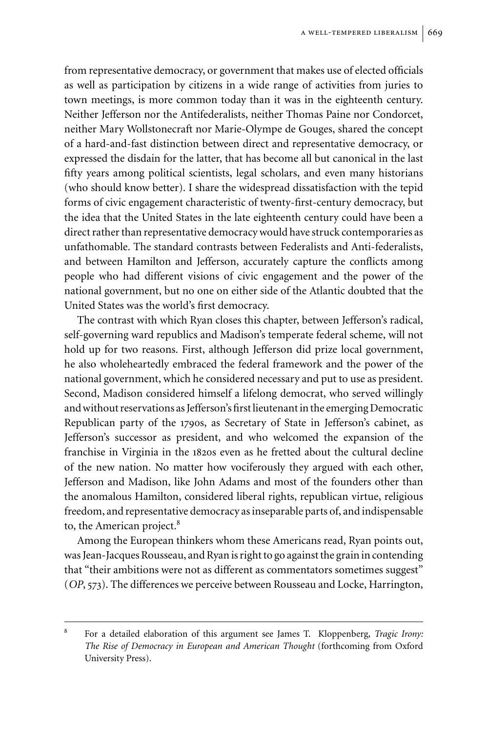from representative democracy, or government that makes use of elected officials as well as participation by citizens in a wide range of activities from juries to town meetings, is more common today than it was in the eighteenth century. Neither Jefferson nor the Antifederalists, neither Thomas Paine nor Condorcet, neither Mary Wollstonecraft nor Marie-Olympe de Gouges, shared the concept of a hard-and-fast distinction between direct and representative democracy, or expressed the disdain for the latter, that has become all but canonical in the last fifty years among political scientists, legal scholars, and even many historians (who should know better). I share the widespread dissatisfaction with the tepid forms of civic engagement characteristic of twenty-first-century democracy, but the idea that the United States in the late eighteenth century could have been a direct rather than representative democracy would have struck contemporaries as unfathomable. The standard contrasts between Federalists and Anti-federalists, and between Hamilton and Jefferson, accurately capture the conflicts among people who had different visions of civic engagement and the power of the national government, but no one on either side of the Atlantic doubted that the United States was the world's first democracy.

The contrast with which Ryan closes this chapter, between Jefferson's radical, self-governing ward republics and Madison's temperate federal scheme, will not hold up for two reasons. First, although Jefferson did prize local government, he also wholeheartedly embraced the federal framework and the power of the national government, which he considered necessary and put to use as president. Second, Madison considered himself a lifelong democrat, who served willingly and without reservations as Jefferson's first lieutenant in the emerging Democratic Republican party of the 1790s, as Secretary of State in Jefferson's cabinet, as Jefferson's successor as president, and who welcomed the expansion of the franchise in Virginia in the 1820s even as he fretted about the cultural decline of the new nation. No matter how vociferously they argued with each other, Jefferson and Madison, like John Adams and most of the founders other than the anomalous Hamilton, considered liberal rights, republican virtue, religious freedom, and representative democracy as inseparable parts of, and indispensable to, the American project.[8]

Among the European thinkers whom these Americans read, Ryan points out, was Jean-Jacques Rousseau, and Ryan is right to go against the grain in contending that "their ambitions were not as different as commentators sometimes suggest" (*OP*, 573). The differences we perceive between Rousseau and Locke, Harrington,

---

[8] For a detailed elaboration of this argument see James T. Kloppenberg, *Tragic Irony: The Rise of Democracy in European and American Thought* (forthcoming from Oxford University Press).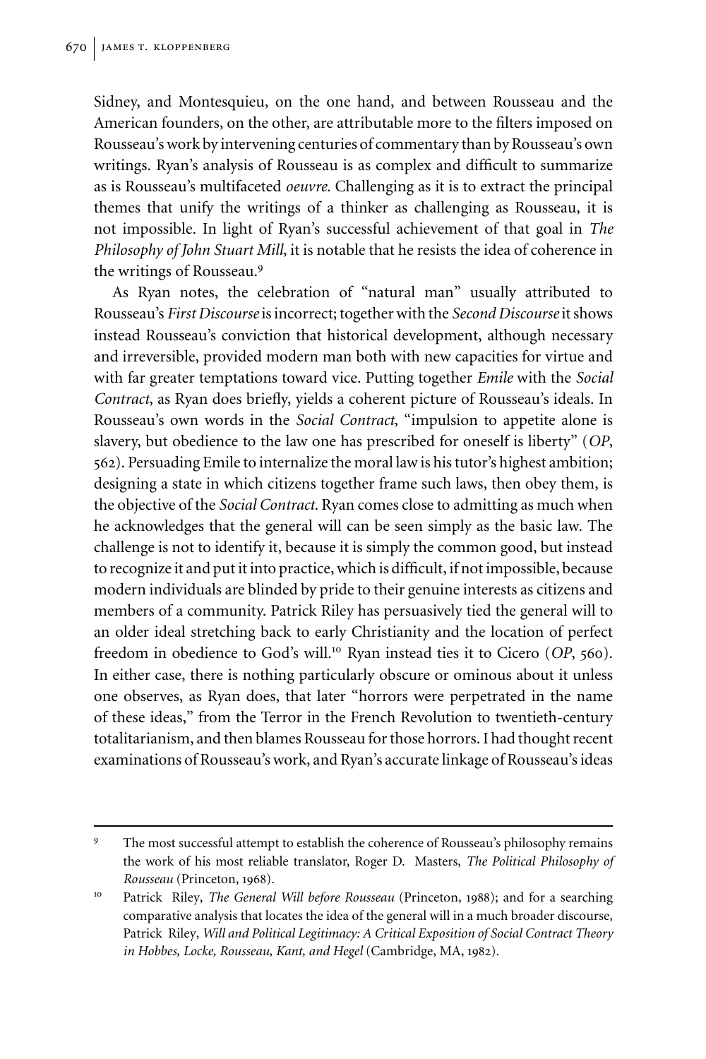Sidney, and Montesquieu, on the one hand, and between Rousseau and the American founders, on the other, are attributable more to the filters imposed on Rousseau's work by intervening centuries of commentary than by Rousseau's own writings. Ryan's analysis of Rousseau is as complex and difficult to summarize as is Rousseau's multifaceted *oeuvre*. Challenging as it is to extract the principal themes that unify the writings of a thinker as challenging as Rousseau, it is not impossible. In light of Ryan's successful achievement of that goal in *The Philosophy of John Stuart Mill*, it is notable that he resists the idea of coherence in the writings of Rousseau.[9]

As Ryan notes, the celebration of "natural man" usually attributed to Rousseau's *First Discourse* is incorrect; together with the *Second Discourse* it shows instead Rousseau's conviction that historical development, although necessary and irreversible, provided modern man both with new capacities for virtue and with far greater temptations toward vice. Putting together *Emile* with the *Social Contract*, as Ryan does briefly, yields a coherent picture of Rousseau's ideals. In Rousseau's own words in the *Social Contract*, "impulsion to appetite alone is slavery, but obedience to the law one has prescribed for oneself is liberty" (*OP*, 562). Persuading Emile to internalize the moral law is his tutor's highest ambition; designing a state in which citizens together frame such laws, then obey them, is the objective of the *Social Contract*. Ryan comes close to admitting as much when he acknowledges that the general will can be seen simply as the basic law. The challenge is not to identify it, because it is simply the common good, but instead to recognize it and put it into practice, which is difficult, if not impossible, because modern individuals are blinded by pride to their genuine interests as citizens and members of a community. Patrick Riley has persuasively tied the general will to an older ideal stretching back to early Christianity and the location of perfect freedom in obedience to God's will.[10] Ryan instead ties it to Cicero (*OP*, 560). In either case, there is nothing particularly obscure or ominous about it unless one observes, as Ryan does, that later "horrors were perpetrated in the name of these ideas," from the Terror in the French Revolution to twentieth-century totalitarianism, and then blames Rousseau for those horrors. I had thought recent examinations of Rousseau's work, and Ryan's accurate linkage of Rousseau's ideas

---

[9] The most successful attempt to establish the coherence of Rousseau's philosophy remains the work of his most reliable translator, Roger D. Masters, *The Political Philosophy of Rousseau* (Princeton, 1968).

[10] Patrick Riley, *The General Will before Rousseau* (Princeton, 1988); and for a searching comparative analysis that locates the idea of the general will in a much broader discourse, Patrick Riley, *Will and Political Legitimacy: A Critical Exposition of Social Contract Theory in Hobbes, Locke, Rousseau, Kant, and Hegel* (Cambridge, MA, 1982).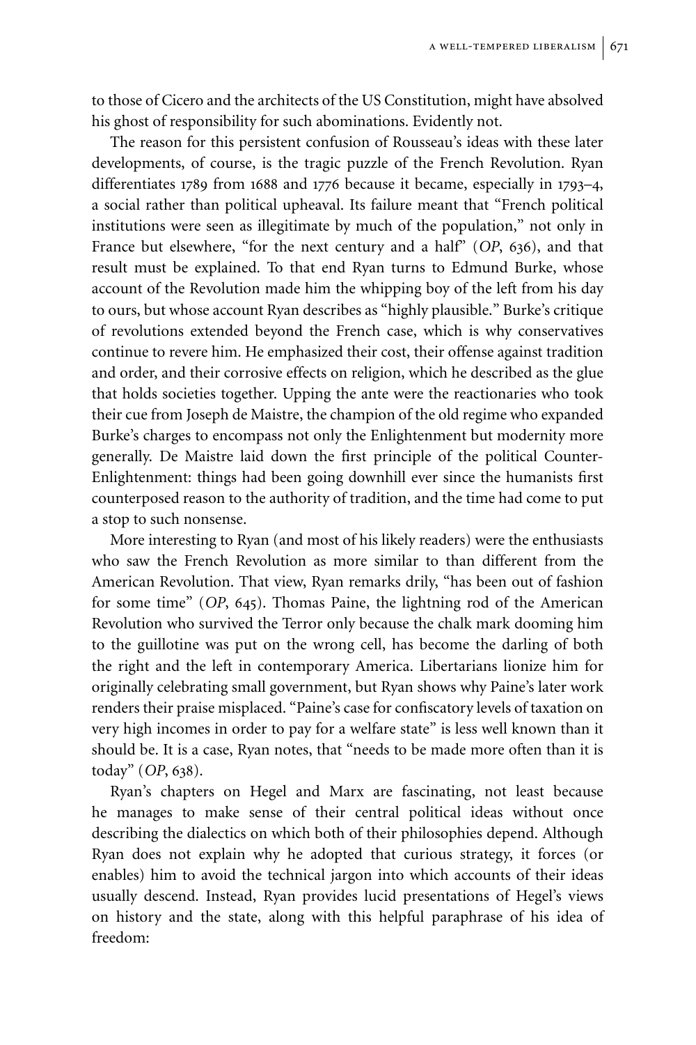to those of Cicero and the architects of the US Constitution, might have absolved his ghost of responsibility for such abominations. Evidently not.

The reason for this persistent confusion of Rousseau's ideas with these later developments, of course, is the tragic puzzle of the French Revolution. Ryan differentiates 1789 from 1688 and 1776 because it became, especially in 1793–4, a social rather than political upheaval. Its failure meant that "French political institutions were seen as illegitimate by much of the population," not only in France but elsewhere, "for the next century and a half" (*OP*, 636), and that result must be explained. To that end Ryan turns to Edmund Burke, whose account of the Revolution made him the whipping boy of the left from his day to ours, but whose account Ryan describes as "highly plausible." Burke's critique of revolutions extended beyond the French case, which is why conservatives continue to revere him. He emphasized their cost, their offense against tradition and order, and their corrosive effects on religion, which he described as the glue that holds societies together. Upping the ante were the reactionaries who took their cue from Joseph de Maistre, the champion of the old regime who expanded Burke's charges to encompass not only the Enlightenment but modernity more generally. De Maistre laid down the first principle of the political Counter-Enlightenment: things had been going downhill ever since the humanists first counterposed reason to the authority of tradition, and the time had come to put a stop to such nonsense.

More interesting to Ryan (and most of his likely readers) were the enthusiasts who saw the French Revolution as more similar to than different from the American Revolution. That view, Ryan remarks drily, "has been out of fashion for some time" (*OP*, 645). Thomas Paine, the lightning rod of the American Revolution who survived the Terror only because the chalk mark dooming him to the guillotine was put on the wrong cell, has become the darling of both the right and the left in contemporary America. Libertarians lionize him for originally celebrating small government, but Ryan shows why Paine's later work renders their praise misplaced. "Paine's case for confiscatory levels of taxation on very high incomes in order to pay for a welfare state" is less well known than it should be. It is a case, Ryan notes, that "needs to be made more often than it is today" (*OP*, 638).

Ryan's chapters on Hegel and Marx are fascinating, not least because he manages to make sense of their central political ideas without once describing the dialectics on which both of their philosophies depend. Although Ryan does not explain why he adopted that curious strategy, it forces (or enables) him to avoid the technical jargon into which accounts of their ideas usually descend. Instead, Ryan provides lucid presentations of Hegel's views on history and the state, along with this helpful paraphrase of his idea of freedom: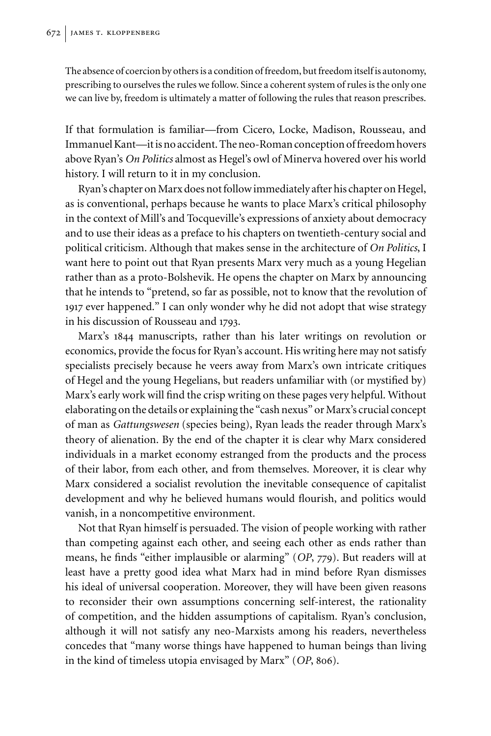> The absence of coercion by others is a condition of freedom, but freedom itself is autonomy, prescribing to ourselves the rules we follow. Since a coherent system of rules is the only one we can live by, freedom is ultimately a matter of following the rules that reason prescribes.

If that formulation is familiar—from Cicero, Locke, Madison, Rousseau, and Immanuel Kant—it is no accident. The neo-Roman conception of freedom hovers above Ryan's *On Politics* almost as Hegel's owl of Minerva hovered over his world history. I will return to it in my conclusion.

Ryan's chapter on Marx does not follow immediately after his chapter on Hegel, as is conventional, perhaps because he wants to place Marx's critical philosophy in the context of Mill's and Tocqueville's expressions of anxiety about democracy and to use their ideas as a preface to his chapters on twentieth-century social and political criticism. Although that makes sense in the architecture of *On Politics*, I want here to point out that Ryan presents Marx very much as a young Hegelian rather than as a proto-Bolshevik. He opens the chapter on Marx by announcing that he intends to "pretend, so far as possible, not to know that the revolution of 1917 ever happened." I can only wonder why he did not adopt that wise strategy in his discussion of Rousseau and 1793.

Marx's 1844 manuscripts, rather than his later writings on revolution or economics, provide the focus for Ryan's account. His writing here may not satisfy specialists precisely because he veers away from Marx's own intricate critiques of Hegel and the young Hegelians, but readers unfamiliar with (or mystified by) Marx's early work will find the crisp writing on these pages very helpful. Without elaborating on the details or explaining the "cash nexus" or Marx's crucial concept of man as *Gattungswesen* (species being), Ryan leads the reader through Marx's theory of alienation. By the end of the chapter it is clear why Marx considered individuals in a market economy estranged from the products and the process of their labor, from each other, and from themselves. Moreover, it is clear why Marx considered a socialist revolution the inevitable consequence of capitalist development and why he believed humans would flourish, and politics would vanish, in a noncompetitive environment.

Not that Ryan himself is persuaded. The vision of people working with rather than competing against each other, and seeing each other as ends rather than means, he finds "either implausible or alarming" (*OP*, 779). But readers will at least have a pretty good idea what Marx had in mind before Ryan dismisses his ideal of universal cooperation. Moreover, they will have been given reasons to reconsider their own assumptions concerning self-interest, the rationality of competition, and the hidden assumptions of capitalism. Ryan's conclusion, although it will not satisfy any neo-Marxists among his readers, nevertheless concedes that "many worse things have happened to human beings than living in the kind of timeless utopia envisaged by Marx" (*OP*, 806).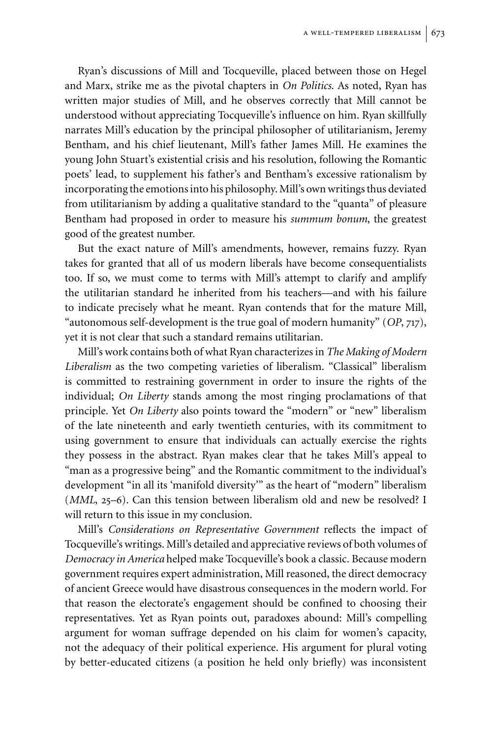Ryan's discussions of Mill and Tocqueville, placed between those on Hegel and Marx, strike me as the pivotal chapters in *On Politics*. As noted, Ryan has written major studies of Mill, and he observes correctly that Mill cannot be understood without appreciating Tocqueville's influence on him. Ryan skillfully narrates Mill's education by the principal philosopher of utilitarianism, Jeremy Bentham, and his chief lieutenant, Mill's father James Mill. He examines the young John Stuart's existential crisis and his resolution, following the Romantic poets' lead, to supplement his father's and Bentham's excessive rationalism by incorporating the emotions into his philosophy. Mill's own writings thus deviated from utilitarianism by adding a qualitative standard to the "quanta" of pleasure Bentham had proposed in order to measure his *summum bonum*, the greatest good of the greatest number.

But the exact nature of Mill's amendments, however, remains fuzzy. Ryan takes for granted that all of us modern liberals have become consequentialists too. If so, we must come to terms with Mill's attempt to clarify and amplify the utilitarian standard he inherited from his teachers—and with his failure to indicate precisely what he meant. Ryan contends that for the mature Mill, "autonomous self-development is the true goal of modern humanity" (*OP*, 717), yet it is not clear that such a standard remains utilitarian.

Mill's work contains both of what Ryan characterizes in *The Making of Modern Liberalism* as the two competing varieties of liberalism. "Classical" liberalism is committed to restraining government in order to insure the rights of the individual; *On Liberty* stands among the most ringing proclamations of that principle. Yet *On Liberty* also points toward the "modern" or "new" liberalism of the late nineteenth and early twentieth centuries, with its commitment to using government to ensure that individuals can actually exercise the rights they possess in the abstract. Ryan makes clear that he takes Mill's appeal to "man as a progressive being" and the Romantic commitment to the individual's development "in all its 'manifold diversity'" as the heart of "modern" liberalism (*MML*, 25–6). Can this tension between liberalism old and new be resolved? I will return to this issue in my conclusion.

Mill's *Considerations on Representative Government* reflects the impact of Tocqueville's writings. Mill's detailed and appreciative reviews of both volumes of *Democracy in America* helped make Tocqueville's book a classic. Because modern government requires expert administration, Mill reasoned, the direct democracy of ancient Greece would have disastrous consequences in the modern world. For that reason the electorate's engagement should be confined to choosing their representatives. Yet as Ryan points out, paradoxes abound: Mill's compelling argument for woman suffrage depended on his claim for women's capacity, not the adequacy of their political experience. His argument for plural voting by better-educated citizens (a position he held only briefly) was inconsistent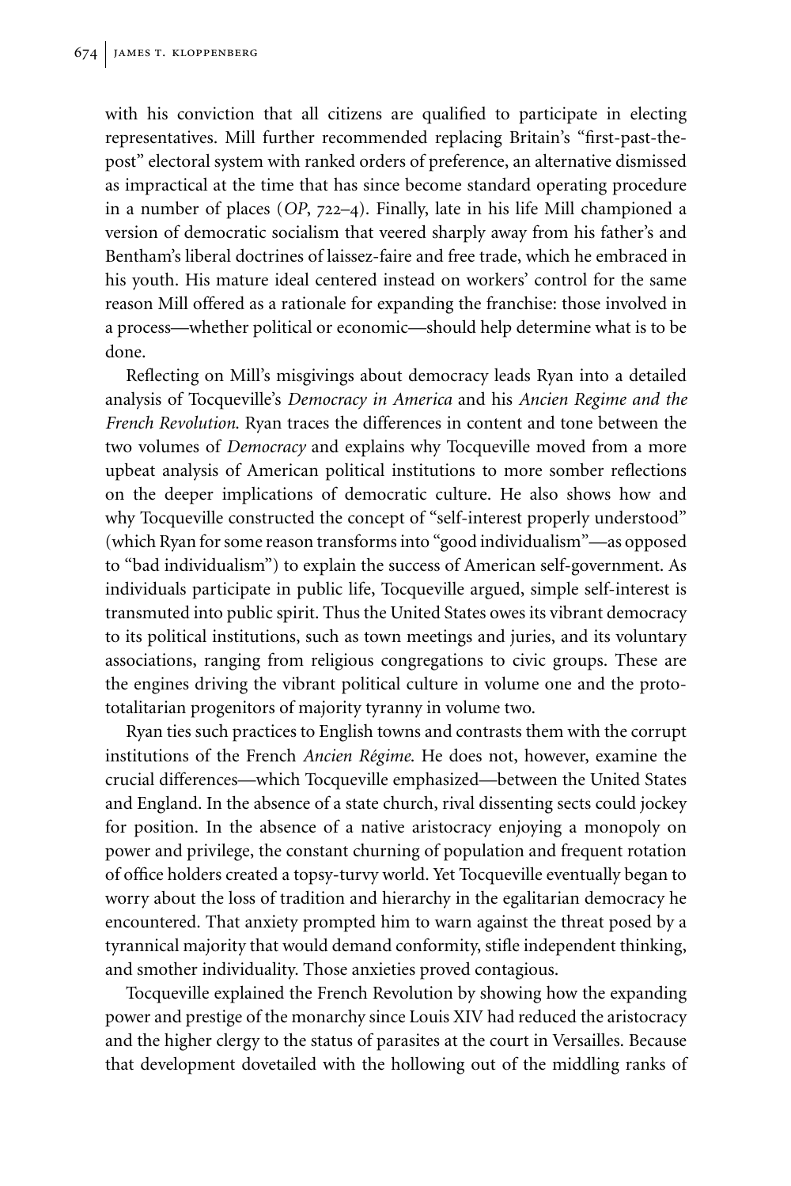with his conviction that all citizens are qualified to participate in electing representatives. Mill further recommended replacing Britain's "first-past-the-post" electoral system with ranked orders of preference, an alternative dismissed as impractical at the time that has since become standard operating procedure in a number of places (*OP*, 722–4). Finally, late in his life Mill championed a version of democratic socialism that veered sharply away from his father's and Bentham's liberal doctrines of laissez-faire and free trade, which he embraced in his youth. His mature ideal centered instead on workers' control for the same reason Mill offered as a rationale for expanding the franchise: those involved in a process—whether political or economic—should help determine what is to be done.

Reflecting on Mill's misgivings about democracy leads Ryan into a detailed analysis of Tocqueville's *Democracy in America* and his *Ancien Regime and the French Revolution*. Ryan traces the differences in content and tone between the two volumes of *Democracy* and explains why Tocqueville moved from a more upbeat analysis of American political institutions to more somber reflections on the deeper implications of democratic culture. He also shows how and why Tocqueville constructed the concept of "self-interest properly understood" (which Ryan for some reason transforms into "good individualism"—as opposed to "bad individualism") to explain the success of American self-government. As individuals participate in public life, Tocqueville argued, simple self-interest is transmuted into public spirit. Thus the United States owes its vibrant democracy to its political institutions, such as town meetings and juries, and its voluntary associations, ranging from religious congregations to civic groups. These are the engines driving the vibrant political culture in volume one and the proto-totalitarian progenitors of majority tyranny in volume two.

Ryan ties such practices to English towns and contrasts them with the corrupt institutions of the French *Ancien Régime*. He does not, however, examine the crucial differences—which Tocqueville emphasized—between the United States and England. In the absence of a state church, rival dissenting sects could jockey for position. In the absence of a native aristocracy enjoying a monopoly on power and privilege, the constant churning of population and frequent rotation of office holders created a topsy-turvy world. Yet Tocqueville eventually began to worry about the loss of tradition and hierarchy in the egalitarian democracy he encountered. That anxiety prompted him to warn against the threat posed by a tyrannical majority that would demand conformity, stifle independent thinking, and smother individuality. Those anxieties proved contagious.

Tocqueville explained the French Revolution by showing how the expanding power and prestige of the monarchy since Louis XIV had reduced the aristocracy and the higher clergy to the status of parasites at the court in Versailles. Because that development dovetailed with the hollowing out of the middling ranks of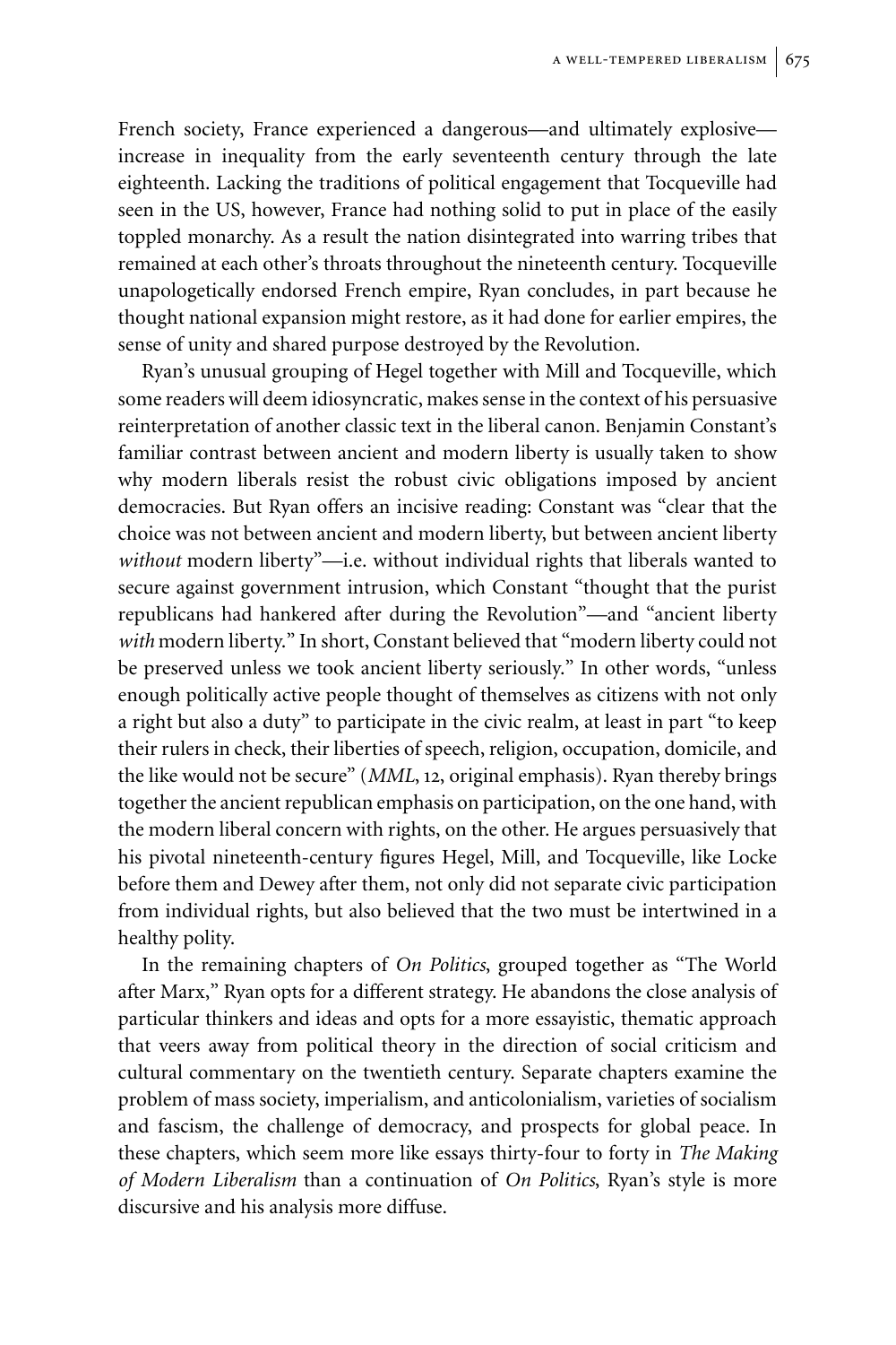French society, France experienced a dangerous—and ultimately explosive—increase in inequality from the early seventeenth century through the late eighteenth. Lacking the traditions of political engagement that Tocqueville had seen in the US, however, France had nothing solid to put in place of the easily toppled monarchy. As a result the nation disintegrated into warring tribes that remained at each other's throats throughout the nineteenth century. Tocqueville unapologetically endorsed French empire, Ryan concludes, in part because he thought national expansion might restore, as it had done for earlier empires, the sense of unity and shared purpose destroyed by the Revolution.

Ryan's unusual grouping of Hegel together with Mill and Tocqueville, which some readers will deem idiosyncratic, makes sense in the context of his persuasive reinterpretation of another classic text in the liberal canon. Benjamin Constant's familiar contrast between ancient and modern liberty is usually taken to show why modern liberals resist the robust civic obligations imposed by ancient democracies. But Ryan offers an incisive reading: Constant was "clear that the choice was not between ancient and modern liberty, but between ancient liberty *without* modern liberty"—i.e. without individual rights that liberals wanted to secure against government intrusion, which Constant "thought that the purist republicans had hankered after during the Revolution"—and "ancient liberty *with* modern liberty." In short, Constant believed that "modern liberty could not be preserved unless we took ancient liberty seriously." In other words, "unless enough politically active people thought of themselves as citizens with not only a right but also a duty" to participate in the civic realm, at least in part "to keep their rulers in check, their liberties of speech, religion, occupation, domicile, and the like would not be secure" (*MML*, 12, original emphasis). Ryan thereby brings together the ancient republican emphasis on participation, on the one hand, with the modern liberal concern with rights, on the other. He argues persuasively that his pivotal nineteenth-century figures Hegel, Mill, and Tocqueville, like Locke before them and Dewey after them, not only did not separate civic participation from individual rights, but also believed that the two must be intertwined in a healthy polity.

In the remaining chapters of *On Politics*, grouped together as "The World after Marx," Ryan opts for a different strategy. He abandons the close analysis of particular thinkers and ideas and opts for a more essayistic, thematic approach that veers away from political theory in the direction of social criticism and cultural commentary on the twentieth century. Separate chapters examine the problem of mass society, imperialism, and anticolonialism, varieties of socialism and fascism, the challenge of democracy, and prospects for global peace. In these chapters, which seem more like essays thirty-four to forty in *The Making of Modern Liberalism* than a continuation of *On Politics*, Ryan's style is more discursive and his analysis more diffuse.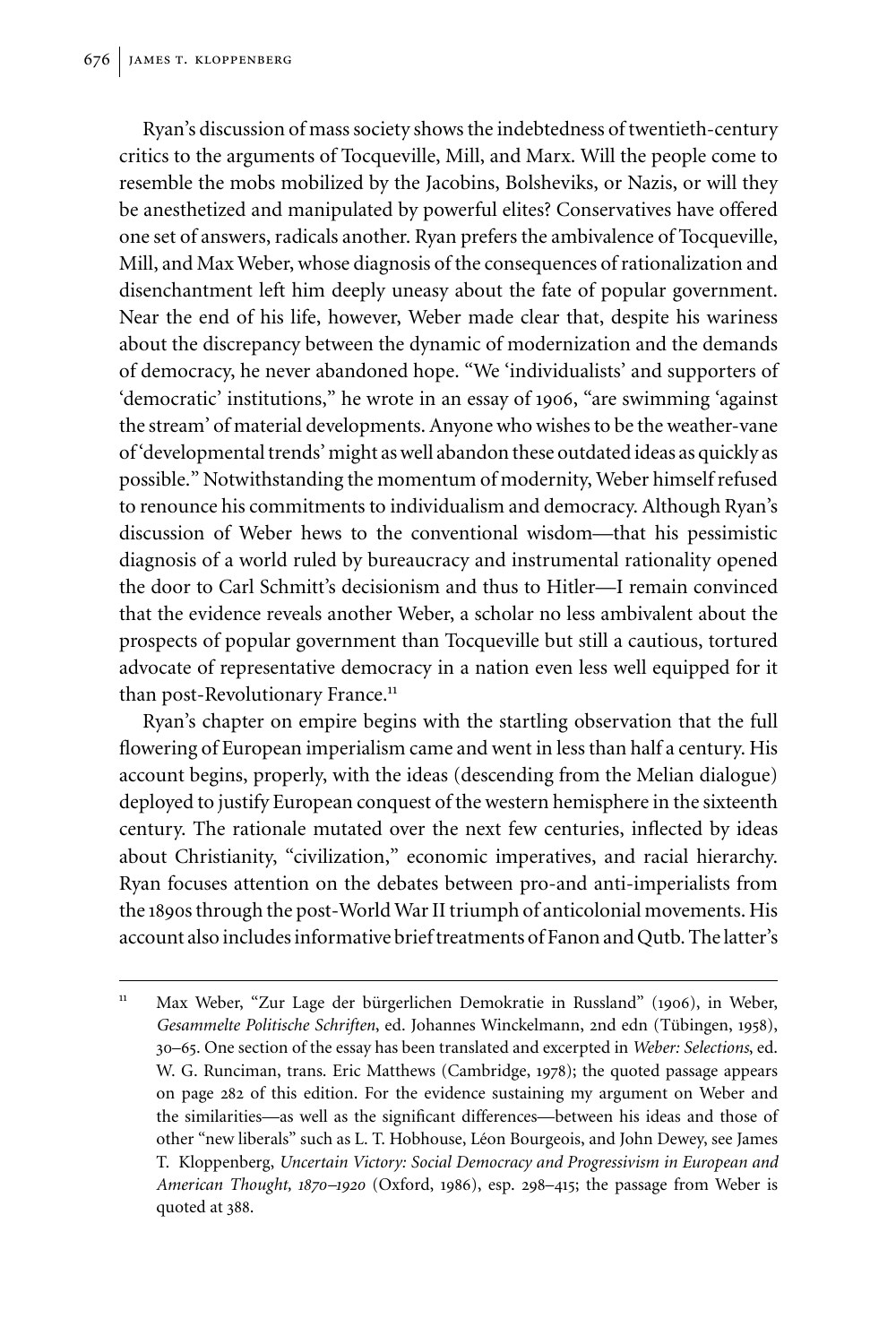Ryan's discussion of mass society shows the indebtedness of twentieth-century critics to the arguments of Tocqueville, Mill, and Marx. Will the people come to resemble the mobs mobilized by the Jacobins, Bolsheviks, or Nazis, or will they be anesthetized and manipulated by powerful elites? Conservatives have offered one set of answers, radicals another. Ryan prefers the ambivalence of Tocqueville, Mill, and Max Weber, whose diagnosis of the consequences of rationalization and disenchantment left him deeply uneasy about the fate of popular government. Near the end of his life, however, Weber made clear that, despite his wariness about the discrepancy between the dynamic of modernization and the demands of democracy, he never abandoned hope. "We 'individualists' and supporters of 'democratic' institutions," he wrote in an essay of 1906, "are swimming 'against the stream' of material developments. Anyone who wishes to be the weather-vane of 'developmental trends' might as well abandon these outdated ideas as quickly as possible." Notwithstanding the momentum of modernity, Weber himself refused to renounce his commitments to individualism and democracy. Although Ryan's discussion of Weber hews to the conventional wisdom—that his pessimistic diagnosis of a world ruled by bureaucracy and instrumental rationality opened the door to Carl Schmitt's decisionism and thus to Hitler—I remain convinced that the evidence reveals another Weber, a scholar no less ambivalent about the prospects of popular government than Tocqueville but still a cautious, tortured advocate of representative democracy in a nation even less well equipped for it than post-Revolutionary France.[11]

Ryan's chapter on empire begins with the startling observation that the full flowering of European imperialism came and went in less than half a century. His account begins, properly, with the ideas (descending from the Melian dialogue) deployed to justify European conquest of the western hemisphere in the sixteenth century. The rationale mutated over the next few centuries, inflected by ideas about Christianity, "civilization," economic imperatives, and racial hierarchy. Ryan focuses attention on the debates between pro-and anti-imperialists from the 1890s through the post-World War II triumph of anticolonial movements. His account also includes informative brief treatments of Fanon and Qutb. The latter's

---

[11] Max Weber, "Zur Lage der bürgerlichen Demokratie in Russland" (1906), in Weber, *Gesammelte Politische Schriften*, ed. Johannes Winckelmann, 2nd edn (Tübingen, 1958), 30–65. One section of the essay has been translated and excerpted in *Weber: Selections*, ed. W. G. Runciman, trans. Eric Matthews (Cambridge, 1978); the quoted passage appears on page 282 of this edition. For the evidence sustaining my argument on Weber and the similarities—as well as the significant differences—between his ideas and those of other "new liberals" such as L. T. Hobhouse, Léon Bourgeois, and John Dewey, see James T. Kloppenberg, *Uncertain Victory: Social Democracy and Progressivism in European and American Thought, 1870–1920* (Oxford, 1986), esp. 298–415; the passage from Weber is quoted at 388.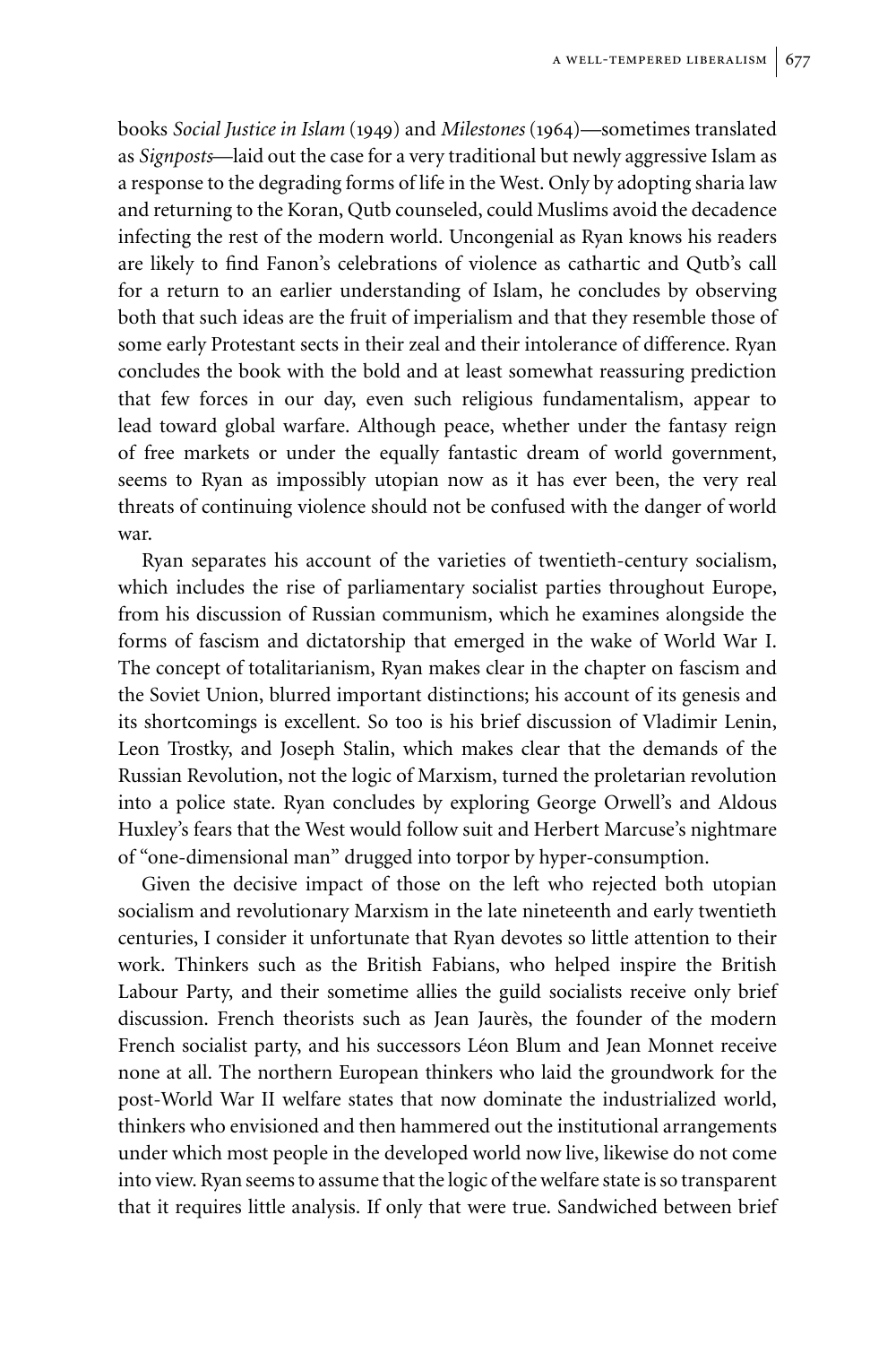books *Social Justice in Islam* (1949) and *Milestones* (1964)—sometimes translated as *Signposts*—laid out the case for a very traditional but newly aggressive Islam as a response to the degrading forms of life in the West. Only by adopting sharia law and returning to the Koran, Qutb counseled, could Muslims avoid the decadence infecting the rest of the modern world. Uncongenial as Ryan knows his readers are likely to find Fanon's celebrations of violence as cathartic and Qutb's call for a return to an earlier understanding of Islam, he concludes by observing both that such ideas are the fruit of imperialism and that they resemble those of some early Protestant sects in their zeal and their intolerance of difference. Ryan concludes the book with the bold and at least somewhat reassuring prediction that few forces in our day, even such religious fundamentalism, appear to lead toward global warfare. Although peace, whether under the fantasy reign of free markets or under the equally fantastic dream of world government, seems to Ryan as impossibly utopian now as it has ever been, the very real threats of continuing violence should not be confused with the danger of world war.

Ryan separates his account of the varieties of twentieth-century socialism, which includes the rise of parliamentary socialist parties throughout Europe, from his discussion of Russian communism, which he examines alongside the forms of fascism and dictatorship that emerged in the wake of World War I. The concept of totalitarianism, Ryan makes clear in the chapter on fascism and the Soviet Union, blurred important distinctions; his account of its genesis and its shortcomings is excellent. So too is his brief discussion of Vladimir Lenin, Leon Trostky, and Joseph Stalin, which makes clear that the demands of the Russian Revolution, not the logic of Marxism, turned the proletarian revolution into a police state. Ryan concludes by exploring George Orwell's and Aldous Huxley's fears that the West would follow suit and Herbert Marcuse's nightmare of "one-dimensional man" drugged into torpor by hyper-consumption.

Given the decisive impact of those on the left who rejected both utopian socialism and revolutionary Marxism in the late nineteenth and early twentieth centuries, I consider it unfortunate that Ryan devotes so little attention to their work. Thinkers such as the British Fabians, who helped inspire the British Labour Party, and their sometime allies the guild socialists receive only brief discussion. French theorists such as Jean Jaurès, the founder of the modern French socialist party, and his successors Léon Blum and Jean Monnet receive none at all. The northern European thinkers who laid the groundwork for the post-World War II welfare states that now dominate the industrialized world, thinkers who envisioned and then hammered out the institutional arrangements under which most people in the developed world now live, likewise do not come into view. Ryan seems to assume that the logic of the welfare state is so transparent that it requires little analysis. If only that were true. Sandwiched between brief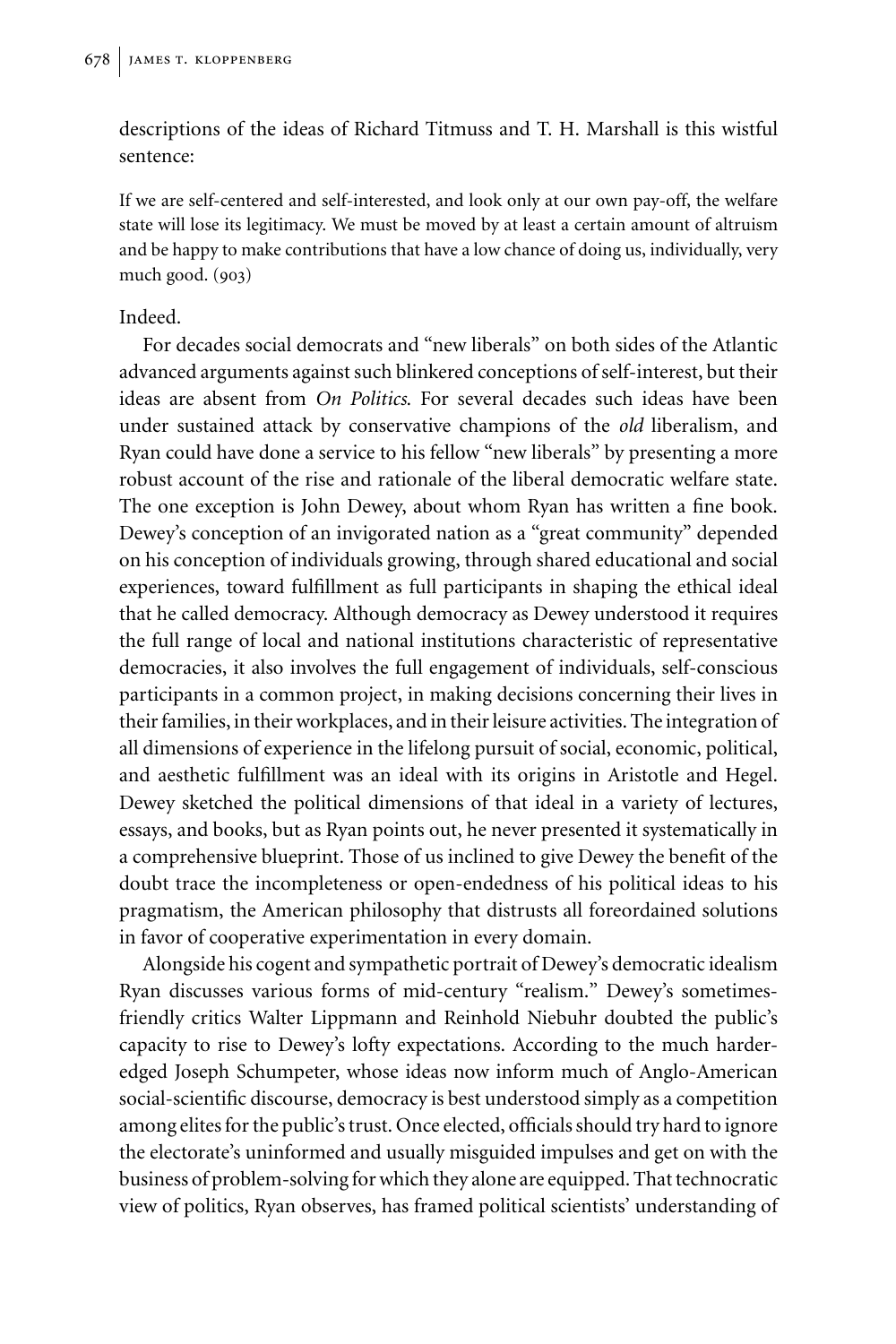descriptions of the ideas of Richard Titmuss and T. H. Marshall is this wistful sentence:

> If we are self-centered and self-interested, and look only at our own pay-off, the welfare state will lose its legitimacy. We must be moved by at least a certain amount of altruism and be happy to make contributions that have a low chance of doing us, individually, very much good. (903)

Indeed.

For decades social democrats and "new liberals" on both sides of the Atlantic advanced arguments against such blinkered conceptions of self-interest, but their ideas are absent from *On Politics*. For several decades such ideas have been under sustained attack by conservative champions of the *old* liberalism, and Ryan could have done a service to his fellow "new liberals" by presenting a more robust account of the rise and rationale of the liberal democratic welfare state. The one exception is John Dewey, about whom Ryan has written a fine book. Dewey's conception of an invigorated nation as a "great community" depended on his conception of individuals growing, through shared educational and social experiences, toward fulfillment as full participants in shaping the ethical ideal that he called democracy. Although democracy as Dewey understood it requires the full range of local and national institutions characteristic of representative democracies, it also involves the full engagement of individuals, self-conscious participants in a common project, in making decisions concerning their lives in their families, in their workplaces, and in their leisure activities. The integration of all dimensions of experience in the lifelong pursuit of social, economic, political, and aesthetic fulfillment was an ideal with its origins in Aristotle and Hegel. Dewey sketched the political dimensions of that ideal in a variety of lectures, essays, and books, but as Ryan points out, he never presented it systematically in a comprehensive blueprint. Those of us inclined to give Dewey the benefit of the doubt trace the incompleteness or open-endedness of his political ideas to his pragmatism, the American philosophy that distrusts all foreordained solutions in favor of cooperative experimentation in every domain.

Alongside his cogent and sympathetic portrait of Dewey's democratic idealism Ryan discusses various forms of mid-century "realism." Dewey's sometimes-friendly critics Walter Lippmann and Reinhold Niebuhr doubted the public's capacity to rise to Dewey's lofty expectations. According to the much harder-edged Joseph Schumpeter, whose ideas now inform much of Anglo-American social-scientific discourse, democracy is best understood simply as a competition among elites for the public's trust. Once elected, officials should try hard to ignore the electorate's uninformed and usually misguided impulses and get on with the business of problem-solving for which they alone are equipped. That technocratic view of politics, Ryan observes, has framed political scientists' understanding of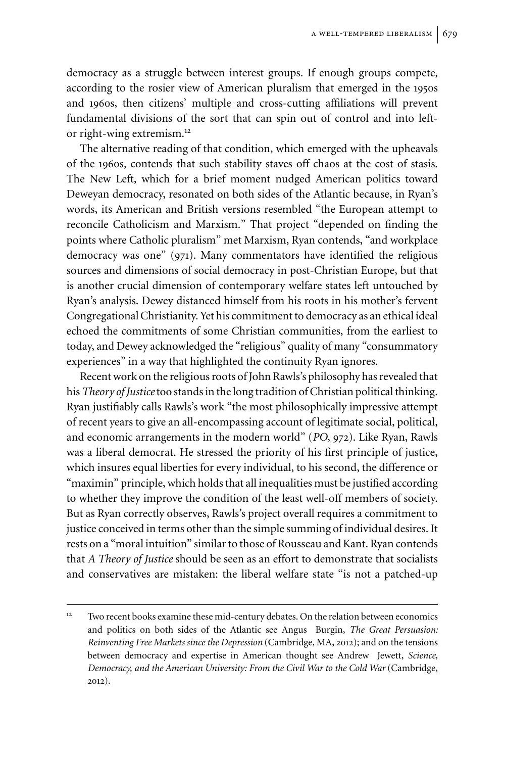democracy as a struggle between interest groups. If enough groups compete, according to the rosier view of American pluralism that emerged in the 1950s and 1960s, then citizens' multiple and cross-cutting affiliations will prevent fundamental divisions of the sort that can spin out of control and into left- or right-wing extremism.[12]

The alternative reading of that condition, which emerged with the upheavals of the 1960s, contends that such stability staves off chaos at the cost of stasis. The New Left, which for a brief moment nudged American politics toward Deweyan democracy, resonated on both sides of the Atlantic because, in Ryan's words, its American and British versions resembled "the European attempt to reconcile Catholicism and Marxism." That project "depended on finding the points where Catholic pluralism" met Marxism, Ryan contends, "and workplace democracy was one" (971). Many commentators have identified the religious sources and dimensions of social democracy in post-Christian Europe, but that is another crucial dimension of contemporary welfare states left untouched by Ryan's analysis. Dewey distanced himself from his roots in his mother's fervent Congregational Christianity. Yet his commitment to democracy as an ethical ideal echoed the commitments of some Christian communities, from the earliest to today, and Dewey acknowledged the "religious" quality of many "consummatory experiences" in a way that highlighted the continuity Ryan ignores.

Recent work on the religious roots of John Rawls's philosophy has revealed that his *Theory of Justice* too stands in the long tradition of Christian political thinking. Ryan justifiably calls Rawls's work "the most philosophically impressive attempt of recent years to give an all-encompassing account of legitimate social, political, and economic arrangements in the modern world" (*PO*, 972). Like Ryan, Rawls was a liberal democrat. He stressed the priority of his first principle of justice, which insures equal liberties for every individual, to his second, the difference or "maximin" principle, which holds that all inequalities must be justified according to whether they improve the condition of the least well-off members of society. But as Ryan correctly observes, Rawls's project overall requires a commitment to justice conceived in terms other than the simple summing of individual desires. It rests on a "moral intuition" similar to those of Rousseau and Kant. Ryan contends that *A Theory of Justice* should be seen as an effort to demonstrate that socialists and conservatives are mistaken: the liberal welfare state "is not a patched-up

[12] Two recent books examine these mid-century debates. On the relation between economics and politics on both sides of the Atlantic see Angus Burgin, *The Great Persuasion: Reinventing Free Markets since the Depression* (Cambridge, MA, 2012); and on the tensions between democracy and expertise in American thought see Andrew Jewett, *Science, Democracy, and the American University: From the Civil War to the Cold War* (Cambridge, 2012).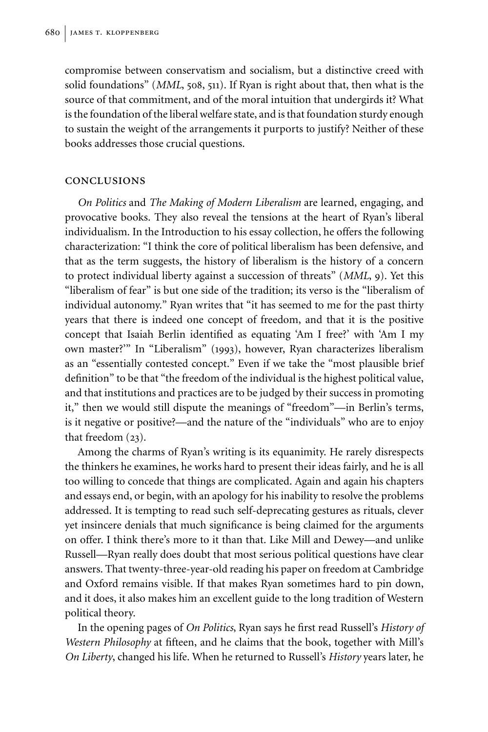compromise between conservatism and socialism, but a distinctive creed with solid foundations" (*MML*, 508, 511). If Ryan is right about that, then what is the source of that commitment, and of the moral intuition that undergirds it? What is the foundation of the liberal welfare state, and is that foundation sturdy enough to sustain the weight of the arrangements it purports to justify? Neither of these books addresses those crucial questions.

## CONCLUSIONS

*On Politics* and *The Making of Modern Liberalism* are learned, engaging, and provocative books. They also reveal the tensions at the heart of Ryan's liberal individualism. In the Introduction to his essay collection, he offers the following characterization: "I think the core of political liberalism has been defensive, and that as the term suggests, the history of liberalism is the history of a concern to protect individual liberty against a succession of threats" (*MML*, 9). Yet this "liberalism of fear" is but one side of the tradition; its verso is the "liberalism of individual autonomy." Ryan writes that "it has seemed to me for the past thirty years that there is indeed one concept of freedom, and that it is the positive concept that Isaiah Berlin identified as equating 'Am I free?' with 'Am I my own master?'" In "Liberalism" (1993), however, Ryan characterizes liberalism as an "essentially contested concept." Even if we take the "most plausible brief definition" to be that "the freedom of the individual is the highest political value, and that institutions and practices are to be judged by their success in promoting it," then we would still dispute the meanings of "freedom"—in Berlin's terms, is it negative or positive?—and the nature of the "individuals" who are to enjoy that freedom (23).

Among the charms of Ryan's writing is its equanimity. He rarely disrespects the thinkers he examines, he works hard to present their ideas fairly, and he is all too willing to concede that things are complicated. Again and again his chapters and essays end, or begin, with an apology for his inability to resolve the problems addressed. It is tempting to read such self-deprecating gestures as rituals, clever yet insincere denials that much significance is being claimed for the arguments on offer. I think there's more to it than that. Like Mill and Dewey—and unlike Russell—Ryan really does doubt that most serious political questions have clear answers. That twenty-three-year-old reading his paper on freedom at Cambridge and Oxford remains visible. If that makes Ryan sometimes hard to pin down, and it does, it also makes him an excellent guide to the long tradition of Western political theory.

In the opening pages of *On Politics*, Ryan says he first read Russell's *History of Western Philosophy* at fifteen, and he claims that the book, together with Mill's *On Liberty*, changed his life. When he returned to Russell's *History* years later, he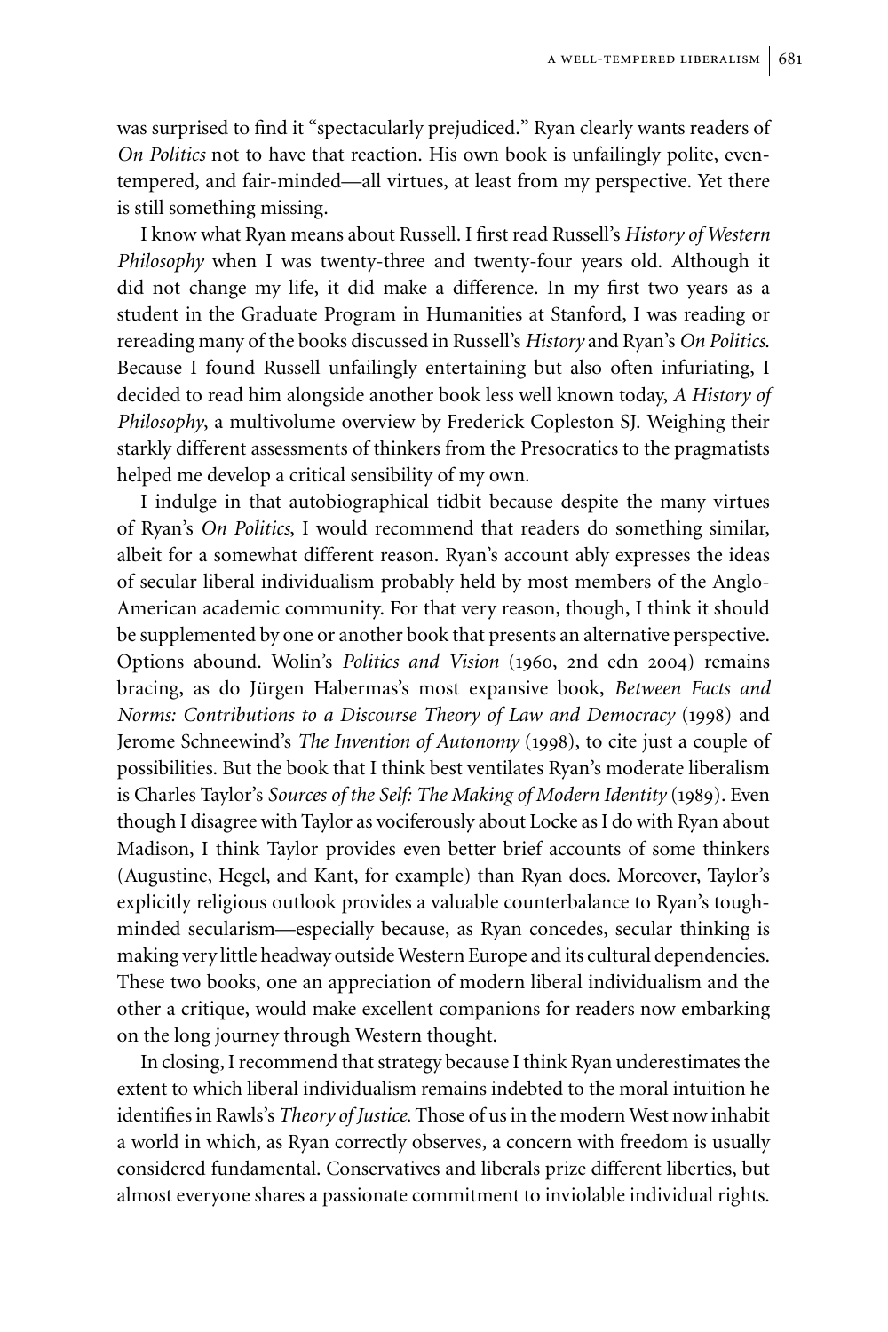was surprised to find it "spectacularly prejudiced." Ryan clearly wants readers of *On Politics* not to have that reaction. His own book is unfailingly polite, even-tempered, and fair-minded—all virtues, at least from my perspective. Yet there is still something missing.

I know what Ryan means about Russell. I first read Russell's *History of Western Philosophy* when I was twenty-three and twenty-four years old. Although it did not change my life, it did make a difference. In my first two years as a student in the Graduate Program in Humanities at Stanford, I was reading or rereading many of the books discussed in Russell's *History* and Ryan's *On Politics*. Because I found Russell unfailingly entertaining but also often infuriating, I decided to read him alongside another book less well known today, *A History of Philosophy*, a multivolume overview by Frederick Copleston SJ. Weighing their starkly different assessments of thinkers from the Presocratics to the pragmatists helped me develop a critical sensibility of my own.

I indulge in that autobiographical tidbit because despite the many virtues of Ryan's *On Politics*, I would recommend that readers do something similar, albeit for a somewhat different reason. Ryan's account ably expresses the ideas of secular liberal individualism probably held by most members of the Anglo-American academic community. For that very reason, though, I think it should be supplemented by one or another book that presents an alternative perspective. Options abound. Wolin's *Politics and Vision* (1960, 2nd edn 2004) remains bracing, as do Jürgen Habermas's most expansive book, *Between Facts and Norms: Contributions to a Discourse Theory of Law and Democracy* (1998) and Jerome Schneewind's *The Invention of Autonomy* (1998), to cite just a couple of possibilities. But the book that I think best ventilates Ryan's moderate liberalism is Charles Taylor's *Sources of the Self: The Making of Modern Identity* (1989). Even though I disagree with Taylor as vociferously about Locke as I do with Ryan about Madison, I think Taylor provides even better brief accounts of some thinkers (Augustine, Hegel, and Kant, for example) than Ryan does. Moreover, Taylor's explicitly religious outlook provides a valuable counterbalance to Ryan's tough-minded secularism—especially because, as Ryan concedes, secular thinking is making very little headway outside Western Europe and its cultural dependencies. These two books, one an appreciation of modern liberal individualism and the other a critique, would make excellent companions for readers now embarking on the long journey through Western thought.

In closing, I recommend that strategy because I think Ryan underestimates the extent to which liberal individualism remains indebted to the moral intuition he identifies in Rawls's *Theory of Justice*. Those of us in the modern West now inhabit a world in which, as Ryan correctly observes, a concern with freedom is usually considered fundamental. Conservatives and liberals prize different liberties, but almost everyone shares a passionate commitment to inviolable individual rights.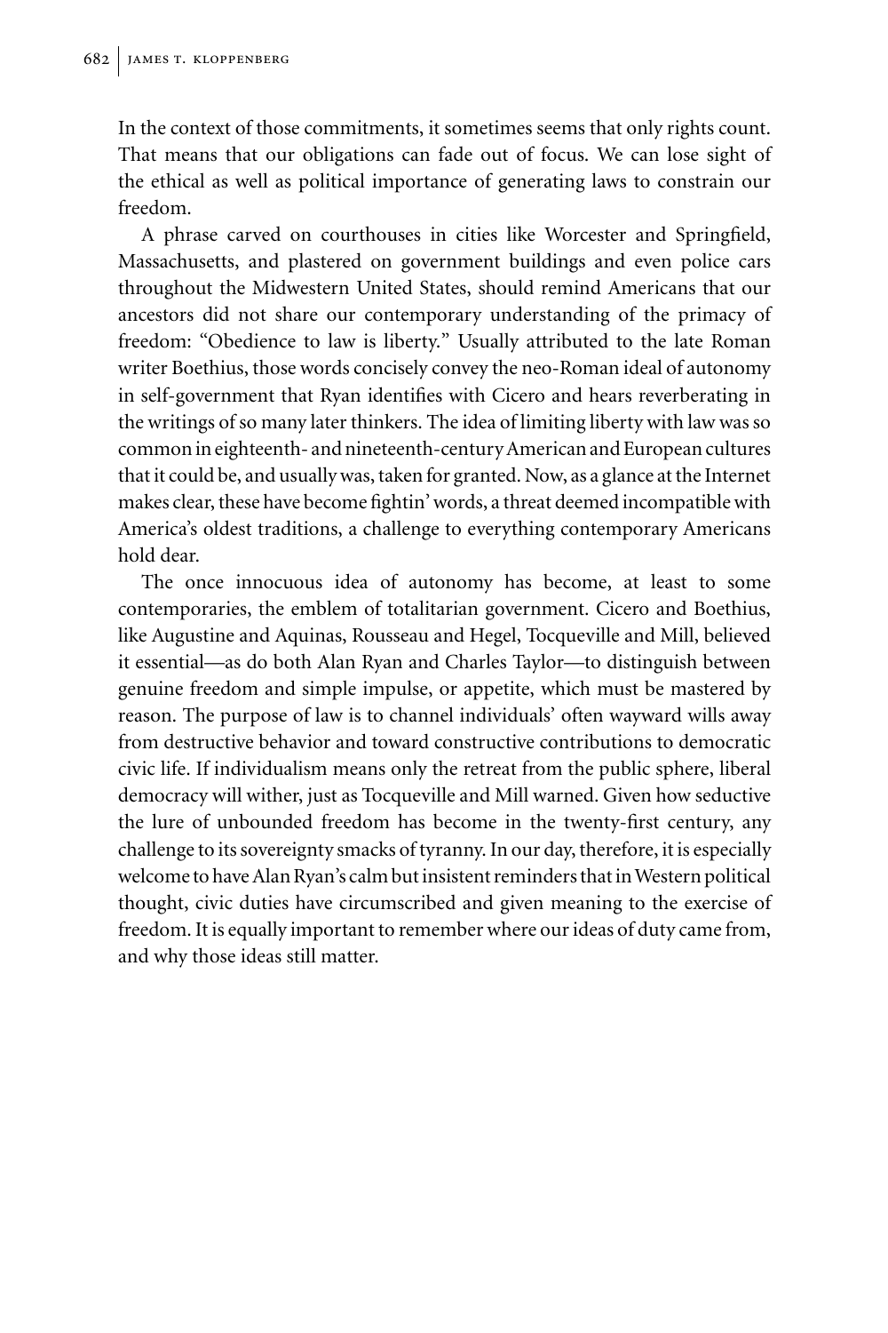In the context of those commitments, it sometimes seems that only rights count. That means that our obligations can fade out of focus. We can lose sight of the ethical as well as political importance of generating laws to constrain our freedom.

A phrase carved on courthouses in cities like Worcester and Springfield, Massachusetts, and plastered on government buildings and even police cars throughout the Midwestern United States, should remind Americans that our ancestors did not share our contemporary understanding of the primacy of freedom: "Obedience to law is liberty." Usually attributed to the late Roman writer Boethius, those words concisely convey the neo-Roman ideal of autonomy in self-government that Ryan identifies with Cicero and hears reverberating in the writings of so many later thinkers. The idea of limiting liberty with law was so common in eighteenth- and nineteenth-century American and European cultures that it could be, and usually was, taken for granted. Now, as a glance at the Internet makes clear, these have become fightin' words, a threat deemed incompatible with America's oldest traditions, a challenge to everything contemporary Americans hold dear.

The once innocuous idea of autonomy has become, at least to some contemporaries, the emblem of totalitarian government. Cicero and Boethius, like Augustine and Aquinas, Rousseau and Hegel, Tocqueville and Mill, believed it essential—as do both Alan Ryan and Charles Taylor—to distinguish between genuine freedom and simple impulse, or appetite, which must be mastered by reason. The purpose of law is to channel individuals' often wayward wills away from destructive behavior and toward constructive contributions to democratic civic life. If individualism means only the retreat from the public sphere, liberal democracy will wither, just as Tocqueville and Mill warned. Given how seductive the lure of unbounded freedom has become in the twenty-first century, any challenge to its sovereignty smacks of tyranny. In our day, therefore, it is especially welcome to have Alan Ryan's calm but insistent reminders that in Western political thought, civic duties have circumscribed and given meaning to the exercise of freedom. It is equally important to remember where our ideas of duty came from, and why those ideas still matter.